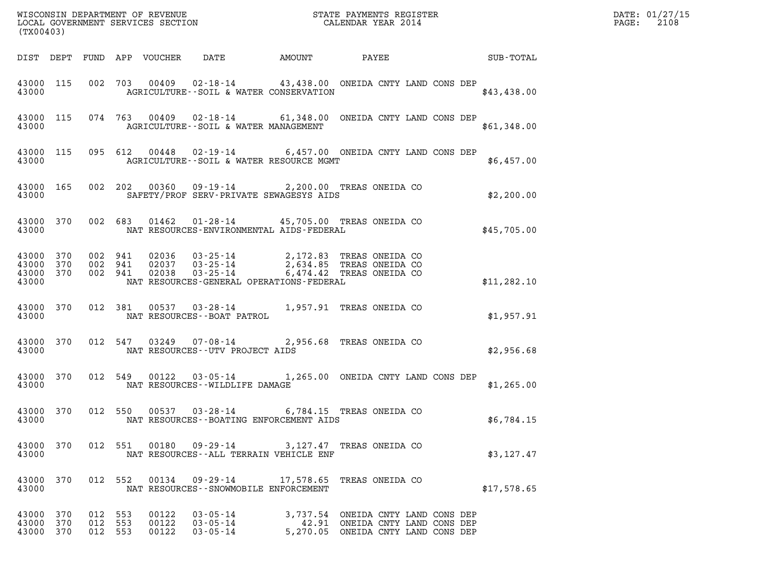WISCONSIN DEPARTMENT OF REVENUE
LOCAL GOVERNMENT SERVICES SECTION
(TX00403)

STATE PAYMENTS REGISTER
CALENDAR YEAR 2014

DATE: 01/27/15

| DIST | DEPT | FUND | APP | VOUCHER | DATE | AMOUNT | PAYEE | SUB-TOTAL |
|---|---|---|---|---|---|---|---|---|
| 43000 | 115 | 002 | 703 | 00409 | 02-18-14 | 43,438.00 | ONEIDA CNTY LAND CONS DEP | |
| 43000 | | | | | AGRICULTURE--SOIL & WATER CONSERVATION | | | $43,438.00 |
| 43000 | 115 | 074 | 763 | 00409 | 02-18-14 | 61,348.00 | ONEIDA CNTY LAND CONS DEP | |
| 43000 | | | | | AGRICULTURE--SOIL & WATER MANAGEMENT | | | $61,348.00 |
| 43000 | 115 | 095 | 612 | 00448 | 02-19-14 | 6,457.00 | ONEIDA CNTY LAND CONS DEP | |
| 43000 | | | | | AGRICULTURE--SOIL & WATER RESOURCE MGMT | | | $6,457.00 |
| 43000 | 165 | 002 | 202 | 00360 | 09-19-14 | 2,200.00 | TREAS ONEIDA CO | |
| 43000 | | | | | SAFETY/PROF SERV-PRIVATE SEWAGESYS AIDS | | | $2,200.00 |
| 43000 | 370 | 002 | 683 | 01462 | 01-28-14 | 45,705.00 | TREAS ONEIDA CO | |
| 43000 | | | | | NAT RESOURCES-ENVIRONMENTAL AIDS-FEDERAL | | | $45,705.00 |
| 43000 | 370 | 002 | 941 | 02036 | 03-25-14 | 2,172.83 | TREAS ONEIDA CO | |
| 43000 | 370 | 002 | 941 | 02037 | 03-25-14 | 2,634.85 | TREAS ONEIDA CO | |
| 43000 | 370 | 002 | 941 | 02038 | 03-25-14 | 6,474.42 | TREAS ONEIDA CO | |
| 43000 | | | | | NAT RESOURCES-GENERAL OPERATIONS-FEDERAL | | | $11,282.10 |
| 43000 | 370 | 012 | 381 | 00537 | 03-28-14 | 1,957.91 | TREAS ONEIDA CO | |
| 43000 | | | | | NAT RESOURCES--BOAT PATROL | | | $1,957.91 |
| 43000 | 370 | 012 | 547 | 03249 | 07-08-14 | 2,956.68 | TREAS ONEIDA CO | |
| 43000 | | | | | NAT RESOURCES--UTV PROJECT AIDS | | | $2,956.68 |
| 43000 | 370 | 012 | 549 | 00122 | 03-05-14 | 1,265.00 | ONEIDA CNTY LAND CONS DEP | |
| 43000 | | | | | NAT RESOURCES--WILDLIFE DAMAGE | | | $1,265.00 |
| 43000 | 370 | 012 | 550 | 00537 | 03-28-14 | 6,784.15 | TREAS ONEIDA CO | |
| 43000 | | | | | NAT RESOURCES--BOATING ENFORCEMENT AIDS | | | $6,784.15 |
| 43000 | 370 | 012 | 551 | 00180 | 09-29-14 | 3,127.47 | TREAS ONEIDA CO | |
| 43000 | | | | | NAT RESOURCES--ALL TERRAIN VEHICLE ENF | | | $3,127.47 |
| 43000 | 370 | 012 | 552 | 00134 | 09-29-14 | 17,578.65 | TREAS ONEIDA CO | |
| 43000 | | | | | NAT RESOURCES--SNOWMOBILE ENFORCEMENT | | | $17,578.65 |
| 43000 | 370 | 012 | 553 | 00122 | 03-05-14 | 3,737.54 | ONEIDA CNTY LAND CONS DEP | |
| 43000 | 370 | 012 | 553 | 00122 | 03-05-14 | 42.91 | ONEIDA CNTY LAND CONS DEP | |
| 43000 | 370 | 012 | 553 | 00122 | 03-05-14 | 5,270.05 | ONEIDA CNTY LAND CONS DEP | |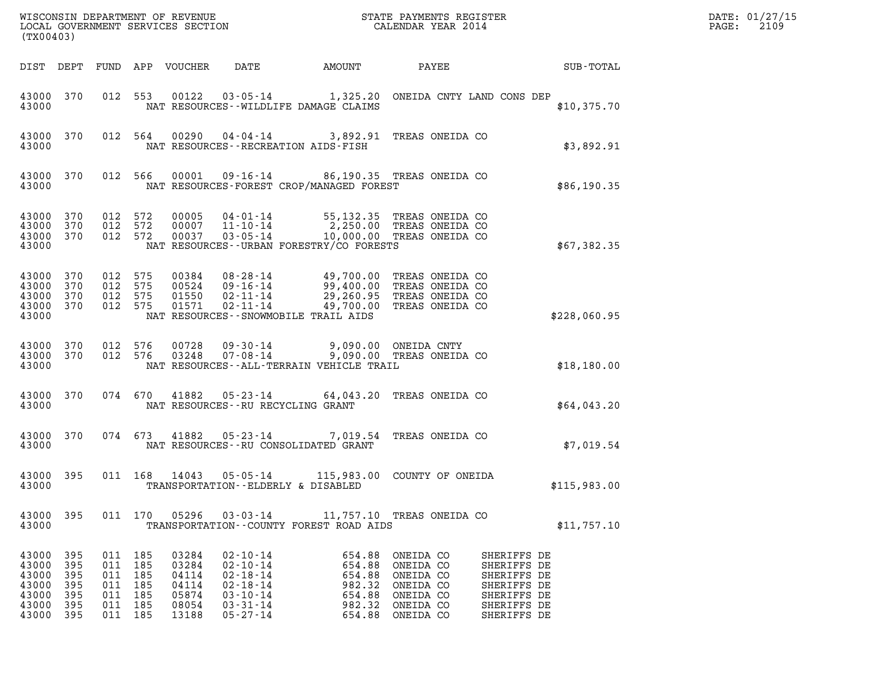| DIST | DEPT | FUND | APP | VOUCHER | DATE | AMOUNT | PAYEE | SUB-TOTAL |
|---|---|---|---|---|---|---|---|---|
| 43000 | 370 | 012 | 553 | 00122 | 03-05-14 | 1,325.20 | ONEIDA CNTY LAND CONS DEP | |
| 43000 | | | | | NAT RESOURCES--WILDLIFE DAMAGE CLAIMS | | | $10,375.70 |
| 43000 | 370 | 012 | 564 | 00290 | 04-04-14 | 3,892.91 | TREAS ONEIDA CO | |
| 43000 | | | | | NAT RESOURCES--RECREATION AIDS-FISH | | | $3,892.91 |
| 43000 | 370 | 012 | 566 | 00001 | 09-16-14 | 86,190.35 | TREAS ONEIDA CO | |
| 43000 | | | | | NAT RESOURCES-FOREST CROP/MANAGED FOREST | | | $86,190.35 |
| 43000 | 370 | 012 | 572 | 00005 | 04-01-14 | 55,132.35 | TREAS ONEIDA CO | |
| 43000 | 370 | 012 | 572 | 00007 | 11-10-14 | 2,250.00 | TREAS ONEIDA CO | |
| 43000 | 370 | 012 | 572 | 00037 | 03-05-14 | 10,000.00 | TREAS ONEIDA CO | |
| 43000 | | | | | NAT RESOURCES--URBAN FORESTRY/CO FORESTS | | | $67,382.35 |
| 43000 | 370 | 012 | 575 | 00384 | 08-28-14 | 49,700.00 | TREAS ONEIDA CO | |
| 43000 | 370 | 012 | 575 | 00524 | 09-16-14 | 99,400.00 | TREAS ONEIDA CO | |
| 43000 | 370 | 012 | 575 | 01550 | 02-11-14 | 29,260.95 | TREAS ONEIDA CO | |
| 43000 | 370 | 012 | 575 | 01571 | 02-11-14 | 49,700.00 | TREAS ONEIDA CO | |
| 43000 | | | | | NAT RESOURCES--SNOWMOBILE TRAIL AIDS | | | $228,060.95 |
| 43000 | 370 | 012 | 576 | 00728 | 09-30-14 | 9,090.00 | ONEIDA CNTY | |
| 43000 | 370 | 012 | 576 | 03248 | 07-08-14 | 9,090.00 | TREAS ONEIDA CO | |
| 43000 | | | | | NAT RESOURCES--ALL-TERRAIN VEHICLE TRAIL | | | $18,180.00 |
| 43000 | 370 | 074 | 670 | 41882 | 05-23-14 | 64,043.20 | TREAS ONEIDA CO | |
| 43000 | | | | | NAT RESOURCES--RU RECYCLING GRANT | | | $64,043.20 |
| 43000 | 370 | 074 | 673 | 41882 | 05-23-14 | 7,019.54 | TREAS ONEIDA CO | |
| 43000 | | | | | NAT RESOURCES--RU CONSOLIDATED GRANT | | | $7,019.54 |
| 43000 | 395 | 011 | 168 | 14043 | 05-05-14 | 115,983.00 | COUNTY OF ONEIDA | |
| 43000 | | | | | TRANSPORTATION--ELDERLY & DISABLED | | | $115,983.00 |
| 43000 | 395 | 011 | 170 | 05296 | 03-03-14 | 11,757.10 | TREAS ONEIDA CO | |
| 43000 | | | | | TRANSPORTATION--COUNTY FOREST ROAD AIDS | | | $11,757.10 |
| 43000 | 395 | 011 | 185 | 03284 | 02-10-14 | 654.88 | ONEIDA CO SHERIFFS DE | |
| 43000 | 395 | 011 | 185 | 03284 | 02-10-14 | 654.88 | ONEIDA CO SHERIFFS DE | |
| 43000 | 395 | 011 | 185 | 04114 | 02-18-14 | 654.88 | ONEIDA CO SHERIFFS DE | |
| 43000 | 395 | 011 | 185 | 04114 | 02-18-14 | 982.32 | ONEIDA CO SHERIFFS DE | |
| 43000 | 395 | 011 | 185 | 05874 | 03-10-14 | 654.88 | ONEIDA CO SHERIFFS DE | |
| 43000 | 395 | 011 | 185 | 08054 | 03-31-14 | 982.32 | ONEIDA CO SHERIFFS DE | |
| 43000 | 395 | 011 | 185 | 13188 | 05-27-14 | 654.88 | ONEIDA CO SHERIFFS DE | |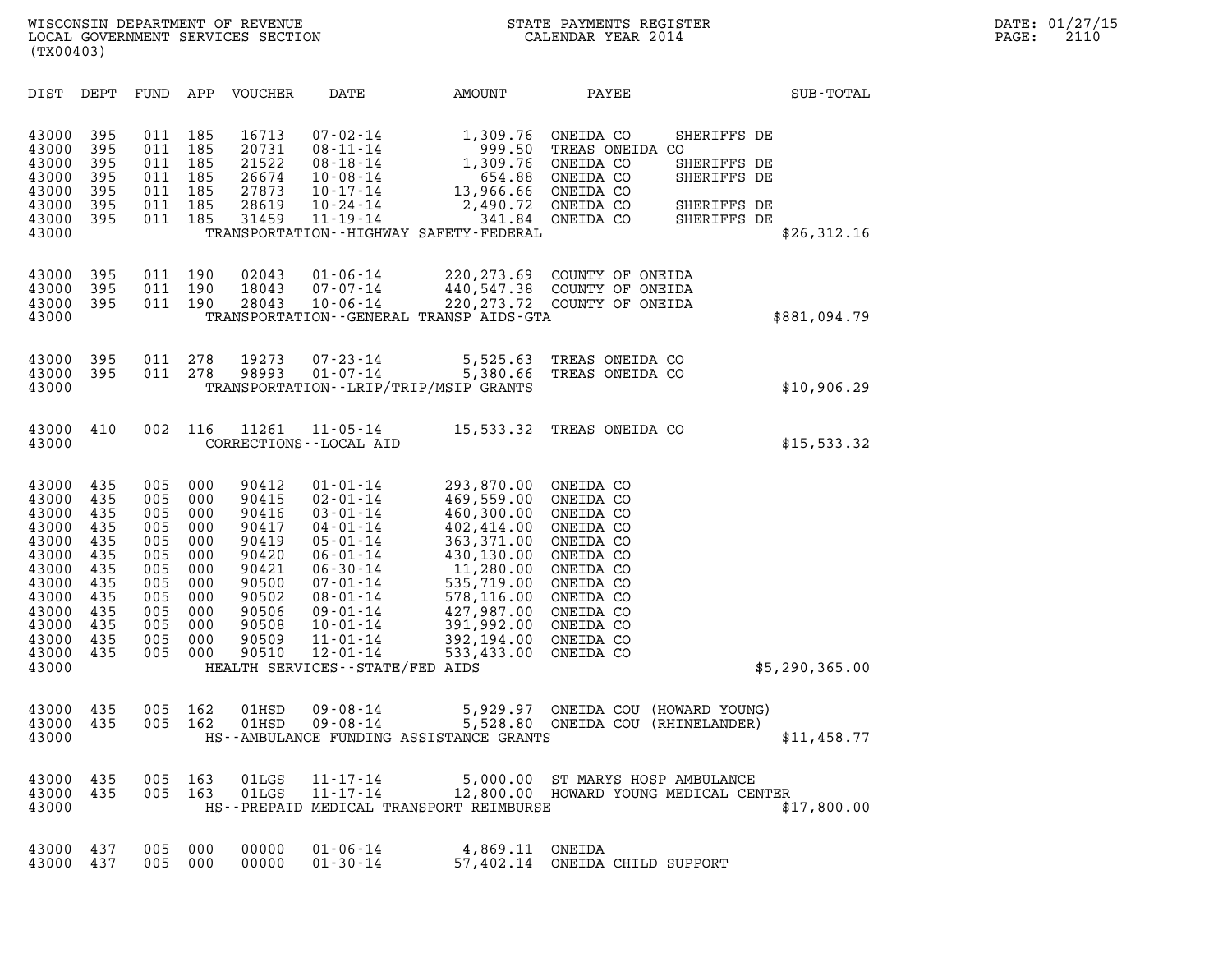WISCONSIN DEPARTMENT OF REVENUE
LOCAL GOVERNMENT SERVICES SECTION
(TX00403)

STATE PAYMENTS REGISTER
CALENDAR YEAR 2014

DATE: 01/27/15

| DIST | DEPT | FUND | APP | VOUCHER | DATE | AMOUNT | PAYEE | SUB-TOTAL |
|---|---|---|---|---|---|---|---|---|
| 43000 | 395 | 011 | 185 | 16713 | 07-02-14 | 1,309.76 | ONEIDA CO SHERIFFS DE | |
| 43000 | 395 | 011 | 185 | 20731 | 08-11-14 | 999.50 | TREAS ONEIDA CO | |
| 43000 | 395 | 011 | 185 | 21522 | 08-18-14 | 1,309.76 | ONEIDA CO SHERIFFS DE | |
| 43000 | 395 | 011 | 185 | 26674 | 10-08-14 | 654.88 | ONEIDA CO SHERIFFS DE | |
| 43000 | 395 | 011 | 185 | 27873 | 10-17-14 | 13,966.66 | ONEIDA CO | |
| 43000 | 395 | 011 | 185 | 28619 | 10-24-14 | 2,490.72 | ONEIDA CO SHERIFFS DE | |
| 43000 | 395 | 011 | 185 | 31459 | 11-19-14 | 341.84 | ONEIDA CO SHERIFFS DE | |
| 43000 | | | | | TRANSPORTATION--HIGHWAY SAFETY-FEDERAL | | | $26,312.16 |
| 43000 | 395 | 011 | 190 | 02043 | 01-06-14 | 220,273.69 | COUNTY OF ONEIDA | |
| 43000 | 395 | 011 | 190 | 18043 | 07-07-14 | 440,547.38 | COUNTY OF ONEIDA | |
| 43000 | 395 | 011 | 190 | 28043 | 10-06-14 | 220,273.72 | COUNTY OF ONEIDA | |
| 43000 | | | | | TRANSPORTATION--GENERAL TRANSP AIDS-GTA | | | $881,094.79 |
| 43000 | 395 | 011 | 278 | 19273 | 07-23-14 | 5,525.63 | TREAS ONEIDA CO | |
| 43000 | 395 | 011 | 278 | 98993 | 01-07-14 | 5,380.66 | TREAS ONEIDA CO | |
| 43000 | | | | | TRANSPORTATION--LRIP/TRIP/MSIP GRANTS | | | $10,906.29 |
| 43000 | 410 | 002 | 116 | 11261 | 11-05-14 | 15,533.32 | TREAS ONEIDA CO | |
| 43000 | | | | | CORRECTIONS--LOCAL AID | | | $15,533.32 |
| 43000 | 435 | 005 | 000 | 90412 | 01-01-14 | 293,870.00 | ONEIDA CO | |
| 43000 | 435 | 005 | 000 | 90415 | 02-01-14 | 469,559.00 | ONEIDA CO | |
| 43000 | 435 | 005 | 000 | 90416 | 03-01-14 | 460,300.00 | ONEIDA CO | |
| 43000 | 435 | 005 | 000 | 90417 | 04-01-14 | 402,414.00 | ONEIDA CO | |
| 43000 | 435 | 005 | 000 | 90419 | 05-01-14 | 363,371.00 | ONEIDA CO | |
| 43000 | 435 | 005 | 000 | 90420 | 06-01-14 | 430,130.00 | ONEIDA CO | |
| 43000 | 435 | 005 | 000 | 90421 | 06-30-14 | 11,280.00 | ONEIDA CO | |
| 43000 | 435 | 005 | 000 | 90500 | 07-01-14 | 535,719.00 | ONEIDA CO | |
| 43000 | 435 | 005 | 000 | 90502 | 08-01-14 | 578,116.00 | ONEIDA CO | |
| 43000 | 435 | 005 | 000 | 90506 | 09-01-14 | 427,987.00 | ONEIDA CO | |
| 43000 | 435 | 005 | 000 | 90508 | 10-01-14 | 391,992.00 | ONEIDA CO | |
| 43000 | 435 | 005 | 000 | 90509 | 11-01-14 | 392,194.00 | ONEIDA CO | |
| 43000 | 435 | 005 | 000 | 90510 | 12-01-14 | 533,433.00 | ONEIDA CO | |
| 43000 | | | | | HEALTH SERVICES--STATE/FED AIDS | | | $5,290,365.00 |
| 43000 | 435 | 005 | 162 | 01HSD | 09-08-14 | 5,929.97 | ONEIDA COU (HOWARD YOUNG) | |
| 43000 | 435 | 005 | 162 | 01HSD | 09-08-14 | 5,528.80 | ONEIDA COU (RHINELANDER) | |
| 43000 | | | | | HS--AMBULANCE FUNDING ASSISTANCE GRANTS | | | $11,458.77 |
| 43000 | 435 | 005 | 163 | 01LGS | 11-17-14 | 5,000.00 | ST MARYS HOSP AMBULANCE | |
| 43000 | 435 | 005 | 163 | 01LGS | 11-17-14 | 12,800.00 | HOWARD YOUNG MEDICAL CENTER | |
| 43000 | | | | | HS--PREPAID MEDICAL TRANSPORT REIMBURSE | | | $17,800.00 |
| 43000 | 437 | 005 | 000 | 00000 | 01-06-14 | 4,869.11 | ONEIDA | |
| 43000 | 437 | 005 | 000 | 00000 | 01-30-14 | 57,402.14 | ONEIDA CHILD SUPPORT | |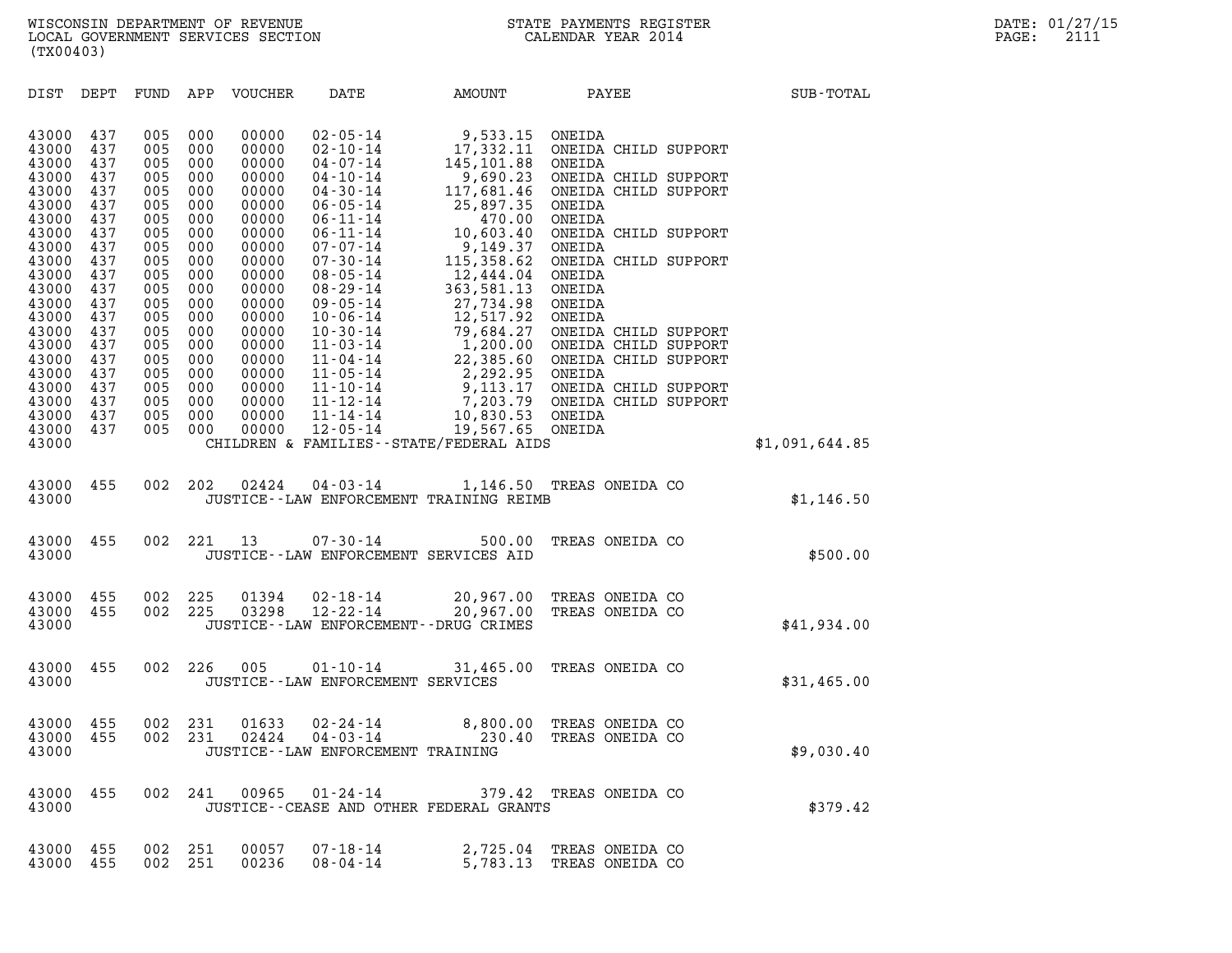WISCONSIN DEPARTMENT OF REVENUE
LOCAL GOVERNMENT SERVICES SECTION
(TX00403)

STATE PAYMENTS REGISTER
CALENDAR YEAR 2014

DATE: 01/27/15
PAGE: 2111

| DIST | DEPT | FUND | APP | VOUCHER | DATE | AMOUNT | PAYEE | SUB-TOTAL |
|---|---|---|---|---|---|---|---|---|
| 43000 | 437 | 005 | 000 | 00000 | 02-05-14 | 9,533.15 | ONEIDA | |
| 43000 | 437 | 005 | 000 | 00000 | 02-10-14 | 17,332.11 | ONEIDA CHILD SUPPORT | |
| 43000 | 437 | 005 | 000 | 00000 | 04-07-14 | 145,101.88 | ONEIDA | |
| 43000 | 437 | 005 | 000 | 00000 | 04-10-14 | 9,690.23 | ONEIDA CHILD SUPPORT | |
| 43000 | 437 | 005 | 000 | 00000 | 04-30-14 | 117,681.46 | ONEIDA CHILD SUPPORT | |
| 43000 | 437 | 005 | 000 | 00000 | 06-05-14 | 25,897.35 | ONEIDA | |
| 43000 | 437 | 005 | 000 | 00000 | 06-11-14 | 470.00 | ONEIDA | |
| 43000 | 437 | 005 | 000 | 00000 | 06-11-14 | 10,603.40 | ONEIDA CHILD SUPPORT | |
| 43000 | 437 | 005 | 000 | 00000 | 07-07-14 | 9,149.37 | ONEIDA | |
| 43000 | 437 | 005 | 000 | 00000 | 07-30-14 | 115,358.62 | ONEIDA CHILD SUPPORT | |
| 43000 | 437 | 005 | 000 | 00000 | 08-05-14 | 12,444.04 | ONEIDA | |
| 43000 | 437 | 005 | 000 | 00000 | 08-29-14 | 363,581.13 | ONEIDA | |
| 43000 | 437 | 005 | 000 | 00000 | 09-05-14 | 27,734.98 | ONEIDA | |
| 43000 | 437 | 005 | 000 | 00000 | 10-06-14 | 12,517.92 | ONEIDA | |
| 43000 | 437 | 005 | 000 | 00000 | 10-30-14 | 79,684.27 | ONEIDA CHILD SUPPORT | |
| 43000 | 437 | 005 | 000 | 00000 | 11-03-14 | 1,200.00 | ONEIDA CHILD SUPPORT | |
| 43000 | 437 | 005 | 000 | 00000 | 11-04-14 | 22,385.60 | ONEIDA CHILD SUPPORT | |
| 43000 | 437 | 005 | 000 | 00000 | 11-05-14 | 2,292.95 | ONEIDA | |
| 43000 | 437 | 005 | 000 | 00000 | 11-10-14 | 9,113.17 | ONEIDA CHILD SUPPORT | |
| 43000 | 437 | 005 | 000 | 00000 | 11-12-14 | 7,203.79 | ONEIDA CHILD SUPPORT | |
| 43000 | 437 | 005 | 000 | 00000 | 11-14-14 | 10,830.53 | ONEIDA | |
| 43000 | 437 | 005 | 000 | 00000 | 12-05-14 | 19,567.65 | ONEIDA | |
| 43000 | | | | | CHILDREN & FAMILIES--STATE/FEDERAL AIDS | | | $1,091,644.85 |
| 43000 | 455 | 002 | 202 | 02424 | 04-03-14 | 1,146.50 | TREAS ONEIDA CO | |
| 43000 | | | | | JUSTICE--LAW ENFORCEMENT TRAINING REIMB | | | $1,146.50 |
| 43000 | 455 | 002 | 221 | 13 | 07-30-14 | 500.00 | TREAS ONEIDA CO | |
| 43000 | | | | | JUSTICE--LAW ENFORCEMENT SERVICES AID | | | $500.00 |
| 43000 | 455 | 002 | 225 | 01394 | 02-18-14 | 20,967.00 | TREAS ONEIDA CO | |
| 43000 | 455 | 002 | 225 | 03298 | 12-22-14 | 20,967.00 | TREAS ONEIDA CO | |
| 43000 | | | | | JUSTICE--LAW ENFORCEMENT--DRUG CRIMES | | | $41,934.00 |
| 43000 | 455 | 002 | 226 | 005 | 01-10-14 | 31,465.00 | TREAS ONEIDA CO | |
| 43000 | | | | | JUSTICE--LAW ENFORCEMENT SERVICES | | | $31,465.00 |
| 43000 | 455 | 002 | 231 | 01633 | 02-24-14 | 8,800.00 | TREAS ONEIDA CO | |
| 43000 | 455 | 002 | 231 | 02424 | 04-03-14 | 230.40 | TREAS ONEIDA CO | |
| 43000 | | | | | JUSTICE--LAW ENFORCEMENT TRAINING | | | $9,030.40 |
| 43000 | 455 | 002 | 241 | 00965 | 01-24-14 | 379.42 | TREAS ONEIDA CO | |
| 43000 | | | | | JUSTICE--CEASE AND OTHER FEDERAL GRANTS | | | $379.42 |
| 43000 | 455 | 002 | 251 | 00057 | 07-18-14 | 2,725.04 | TREAS ONEIDA CO | |
| 43000 | 455 | 002 | 251 | 00236 | 08-04-14 | 5,783.13 | TREAS ONEIDA CO | |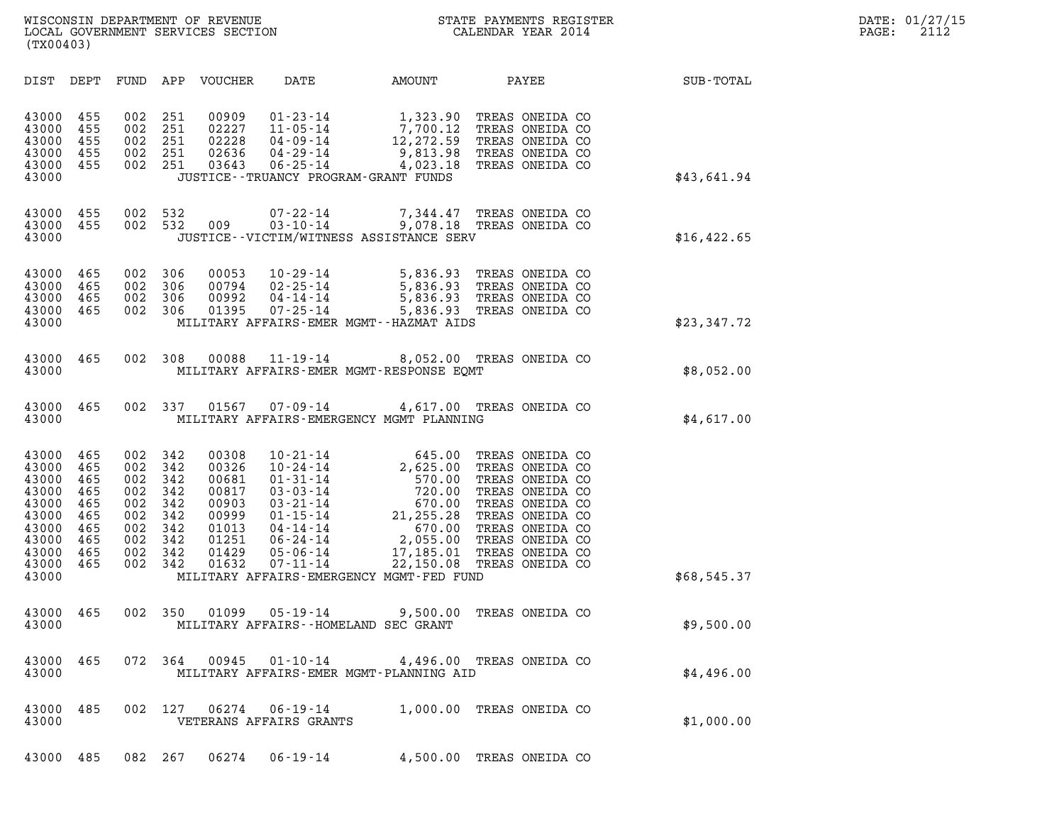WISCONSIN DEPARTMENT OF REVENUE
LOCAL GOVERNMENT SERVICES SECTION
(TX00403)

STATE PAYMENTS REGISTER
CALENDAR YEAR 2014

DATE: 01/27/15
PAGE: 2112

| DIST | DEPT | FUND | APP | VOUCHER | DATE | AMOUNT | PAYEE | SUB-TOTAL |
|---|---|---|---|---|---|---|---|---|
| 43000 | 455 | 002 | 251 | 00909 | 01-23-14 | 1,323.90 | TREAS ONEIDA CO | |
| 43000 | 455 | 002 | 251 | 02227 | 11-05-14 | 7,700.12 | TREAS ONEIDA CO | |
| 43000 | 455 | 002 | 251 | 02228 | 04-09-14 | 12,272.59 | TREAS ONEIDA CO | |
| 43000 | 455 | 002 | 251 | 02636 | 04-29-14 | 9,813.98 | TREAS ONEIDA CO | |
| 43000 | 455 | 002 | 251 | 03643 | 06-25-14 | 4,023.18 | TREAS ONEIDA CO | |
| 43000 | | | | | JUSTICE--TRUANCY PROGRAM-GRANT FUNDS | | | $43,641.94 |
| 43000 | 455 | 002 | 532 | | 07-22-14 | 7,344.47 | TREAS ONEIDA CO | |
| 43000 | 455 | 002 | 532 | 009 | 03-10-14 | 9,078.18 | TREAS ONEIDA CO | |
| 43000 | | | | | JUSTICE--VICTIM/WITNESS ASSISTANCE SERV | | | $16,422.65 |
| 43000 | 465 | 002 | 306 | 00053 | 10-29-14 | 5,836.93 | TREAS ONEIDA CO | |
| 43000 | 465 | 002 | 306 | 00794 | 02-25-14 | 5,836.93 | TREAS ONEIDA CO | |
| 43000 | 465 | 002 | 306 | 00992 | 04-14-14 | 5,836.93 | TREAS ONEIDA CO | |
| 43000 | 465 | 002 | 306 | 01395 | 07-25-14 | 5,836.93 | TREAS ONEIDA CO | |
| 43000 | | | | | MILITARY AFFAIRS-EMER MGMT--HAZMAT AIDS | | | $23,347.72 |
| 43000 | 465 | 002 | 308 | 00088 | 11-19-14 | 8,052.00 | TREAS ONEIDA CO | |
| 43000 | | | | | MILITARY AFFAIRS-EMER MGMT-RESPONSE EQMT | | | $8,052.00 |
| 43000 | 465 | 002 | 337 | 01567 | 07-09-14 | 4,617.00 | TREAS ONEIDA CO | |
| 43000 | | | | | MILITARY AFFAIRS-EMERGENCY MGMT PLANNING | | | $4,617.00 |
| 43000 | 465 | 002 | 342 | 00308 | 10-21-14 | 645.00 | TREAS ONEIDA CO | |
| 43000 | 465 | 002 | 342 | 00326 | 10-24-14 | 2,625.00 | TREAS ONEIDA CO | |
| 43000 | 465 | 002 | 342 | 00681 | 01-31-14 | 570.00 | TREAS ONEIDA CO | |
| 43000 | 465 | 002 | 342 | 00817 | 03-03-14 | 720.00 | TREAS ONEIDA CO | |
| 43000 | 465 | 002 | 342 | 00903 | 03-21-14 | 670.00 | TREAS ONEIDA CO | |
| 43000 | 465 | 002 | 342 | 00999 | 01-15-14 | 21,255.28 | TREAS ONEIDA CO | |
| 43000 | 465 | 002 | 342 | 01013 | 04-14-14 | 670.00 | TREAS ONEIDA CO | |
| 43000 | 465 | 002 | 342 | 01251 | 06-24-14 | 2,055.00 | TREAS ONEIDA CO | |
| 43000 | 465 | 002 | 342 | 01429 | 05-06-14 | 17,185.01 | TREAS ONEIDA CO | |
| 43000 | 465 | 002 | 342 | 01632 | 07-11-14 | 22,150.08 | TREAS ONEIDA CO | |
| 43000 | | | | | MILITARY AFFAIRS-EMERGENCY MGMT-FED FUND | | | $68,545.37 |
| 43000 | 465 | 002 | 350 | 01099 | 05-19-14 | 9,500.00 | TREAS ONEIDA CO | |
| 43000 | | | | | MILITARY AFFAIRS--HOMELAND SEC GRANT | | | $9,500.00 |
| 43000 | 465 | 072 | 364 | 00945 | 01-10-14 | 4,496.00 | TREAS ONEIDA CO | |
| 43000 | | | | | MILITARY AFFAIRS-EMER MGMT-PLANNING AID | | | $4,496.00 |
| 43000 | 485 | 002 | 127 | 06274 | 06-19-14 | 1,000.00 | TREAS ONEIDA CO | |
| 43000 | | | | | VETERANS AFFAIRS GRANTS | | | $1,000.00 |
| 43000 | 485 | 082 | 267 | 06274 | 06-19-14 | 4,500.00 | TREAS ONEIDA CO | |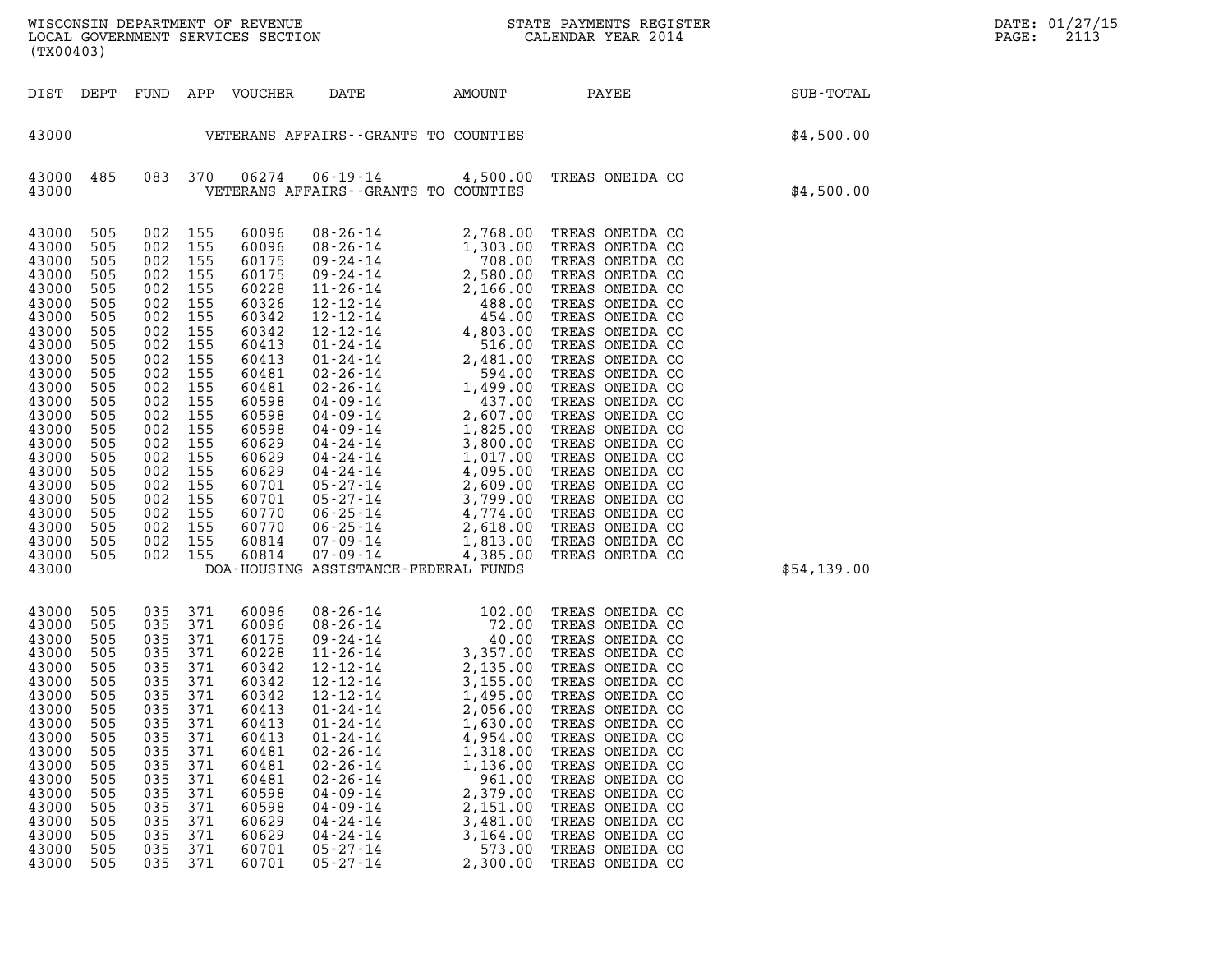WISCONSIN DEPARTMENT OF REVENUE
LOCAL GOVERNMENT SERVICES SECTION
(TX00403)

STATE PAYMENTS REGISTER
CALENDAR YEAR 2014

DATE: 01/27/15

| DIST | DEPT | FUND | APP | VOUCHER | DATE | AMOUNT | PAYEE | SUB-TOTAL |
|---|---|---|---|---|---|---|---|---|
| 43000 | | | | | VETERANS AFFAIRS--GRANTS TO COUNTIES | | | $4,500.00 |
| 43000 | 485 | 083 | 370 | 06274 | 06-19-14 | 4,500.00 | TREAS ONEIDA CO | |
| 43000 | | | | | VETERANS AFFAIRS--GRANTS TO COUNTIES | | | $4,500.00 |
| 43000 | 505 | 002 | 155 | 60096 | 08-26-14 | 2,768.00 | TREAS ONEIDA CO | |
| 43000 | 505 | 002 | 155 | 60096 | 08-26-14 | 1,303.00 | TREAS ONEIDA CO | |
| 43000 | 505 | 002 | 155 | 60175 | 09-24-14 | 708.00 | TREAS ONEIDA CO | |
| 43000 | 505 | 002 | 155 | 60175 | 09-24-14 | 2,580.00 | TREAS ONEIDA CO | |
| 43000 | 505 | 002 | 155 | 60228 | 11-26-14 | 2,166.00 | TREAS ONEIDA CO | |
| 43000 | 505 | 002 | 155 | 60326 | 12-12-14 | 488.00 | TREAS ONEIDA CO | |
| 43000 | 505 | 002 | 155 | 60342 | 12-12-14 | 454.00 | TREAS ONEIDA CO | |
| 43000 | 505 | 002 | 155 | 60342 | 12-12-14 | 4,803.00 | TREAS ONEIDA CO | |
| 43000 | 505 | 002 | 155 | 60413 | 01-24-14 | 516.00 | TREAS ONEIDA CO | |
| 43000 | 505 | 002 | 155 | 60413 | 01-24-14 | 2,481.00 | TREAS ONEIDA CO | |
| 43000 | 505 | 002 | 155 | 60481 | 02-26-14 | 594.00 | TREAS ONEIDA CO | |
| 43000 | 505 | 002 | 155 | 60481 | 02-26-14 | 1,499.00 | TREAS ONEIDA CO | |
| 43000 | 505 | 002 | 155 | 60598 | 04-09-14 | 437.00 | TREAS ONEIDA CO | |
| 43000 | 505 | 002 | 155 | 60598 | 04-09-14 | 2,607.00 | TREAS ONEIDA CO | |
| 43000 | 505 | 002 | 155 | 60598 | 04-09-14 | 1,825.00 | TREAS ONEIDA CO | |
| 43000 | 505 | 002 | 155 | 60629 | 04-24-14 | 3,800.00 | TREAS ONEIDA CO | |
| 43000 | 505 | 002 | 155 | 60629 | 04-24-14 | 1,017.00 | TREAS ONEIDA CO | |
| 43000 | 505 | 002 | 155 | 60629 | 04-24-14 | 4,095.00 | TREAS ONEIDA CO | |
| 43000 | 505 | 002 | 155 | 60701 | 05-27-14 | 2,609.00 | TREAS ONEIDA CO | |
| 43000 | 505 | 002 | 155 | 60701 | 05-27-14 | 3,799.00 | TREAS ONEIDA CO | |
| 43000 | 505 | 002 | 155 | 60770 | 06-25-14 | 4,774.00 | TREAS ONEIDA CO | |
| 43000 | 505 | 002 | 155 | 60770 | 06-25-14 | 2,618.00 | TREAS ONEIDA CO | |
| 43000 | 505 | 002 | 155 | 60814 | 07-09-14 | 1,813.00 | TREAS ONEIDA CO | |
| 43000 | 505 | 002 | 155 | 60814 | 07-09-14 | 4,385.00 | TREAS ONEIDA CO | |
| 43000 | | | | | DOA-HOUSING ASSISTANCE-FEDERAL FUNDS | | | $54,139.00 |
| 43000 | 505 | 035 | 371 | 60096 | 08-26-14 | 102.00 | TREAS ONEIDA CO | |
| 43000 | 505 | 035 | 371 | 60096 | 08-26-14 | 72.00 | TREAS ONEIDA CO | |
| 43000 | 505 | 035 | 371 | 60175 | 09-24-14 | 40.00 | TREAS ONEIDA CO | |
| 43000 | 505 | 035 | 371 | 60228 | 11-26-14 | 3,357.00 | TREAS ONEIDA CO | |
| 43000 | 505 | 035 | 371 | 60342 | 12-12-14 | 2,135.00 | TREAS ONEIDA CO | |
| 43000 | 505 | 035 | 371 | 60342 | 12-12-14 | 3,155.00 | TREAS ONEIDA CO | |
| 43000 | 505 | 035 | 371 | 60342 | 12-12-14 | 1,495.00 | TREAS ONEIDA CO | |
| 43000 | 505 | 035 | 371 | 60413 | 01-24-14 | 2,056.00 | TREAS ONEIDA CO | |
| 43000 | 505 | 035 | 371 | 60413 | 01-24-14 | 1,630.00 | TREAS ONEIDA CO | |
| 43000 | 505 | 035 | 371 | 60413 | 01-24-14 | 4,954.00 | TREAS ONEIDA CO | |
| 43000 | 505 | 035 | 371 | 60481 | 02-26-14 | 1,318.00 | TREAS ONEIDA CO | |
| 43000 | 505 | 035 | 371 | 60481 | 02-26-14 | 1,136.00 | TREAS ONEIDA CO | |
| 43000 | 505 | 035 | 371 | 60481 | 02-26-14 | 961.00 | TREAS ONEIDA CO | |
| 43000 | 505 | 035 | 371 | 60598 | 04-09-14 | 2,379.00 | TREAS ONEIDA CO | |
| 43000 | 505 | 035 | 371 | 60598 | 04-09-14 | 2,151.00 | TREAS ONEIDA CO | |
| 43000 | 505 | 035 | 371 | 60629 | 04-24-14 | 3,481.00 | TREAS ONEIDA CO | |
| 43000 | 505 | 035 | 371 | 60629 | 04-24-14 | 3,164.00 | TREAS ONEIDA CO | |
| 43000 | 505 | 035 | 371 | 60701 | 05-27-14 | 573.00 | TREAS ONEIDA CO | |
| 43000 | 505 | 035 | 371 | 60701 | 05-27-14 | 2,300.00 | TREAS ONEIDA CO | |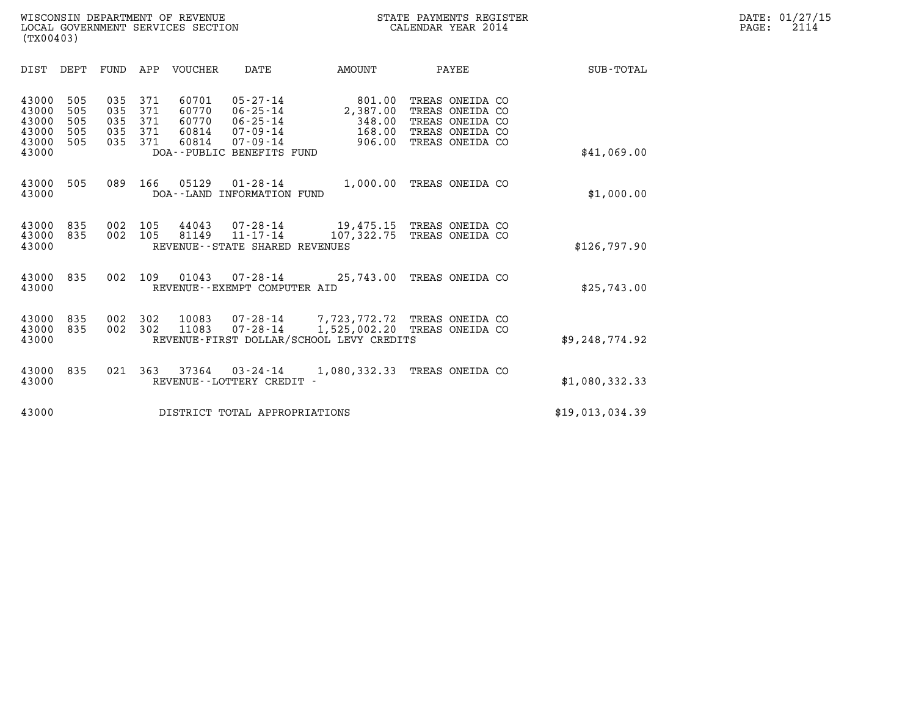WISCONSIN DEPARTMENT OF REVENUE
LOCAL GOVERNMENT SERVICES SECTION
(TX00403)

STATE PAYMENTS REGISTER
CALENDAR YEAR 2014

DATE: 01/27/15
PAGE: 2114

| DIST | DEPT | FUND | APP | VOUCHER | DATE | AMOUNT | PAYEE | SUB-TOTAL |
|---|---|---|---|---|---|---|---|---|
| 43000 | 505 | 035 | 371 | 60701 | 05-27-14 | 801.00 | TREAS ONEIDA CO | |
| 43000 | 505 | 035 | 371 | 60770 | 06-25-14 | 2,387.00 | TREAS ONEIDA CO | |
| 43000 | 505 | 035 | 371 | 60770 | 06-25-14 | 348.00 | TREAS ONEIDA CO | |
| 43000 | 505 | 035 | 371 | 60814 | 07-09-14 | 168.00 | TREAS ONEIDA CO | |
| 43000 | 505 | 035 | 371 | 60814 | 07-09-14 | 906.00 | TREAS ONEIDA CO | |
| 43000 | | | | DOA--PUBLIC BENEFITS FUND | | | | $41,069.00 |
| 43000 | 505 | 089 | 166 | 05129 | 01-28-14 | 1,000.00 | TREAS ONEIDA CO | |
| 43000 | | | | DOA--LAND INFORMATION FUND | | | | $1,000.00 |
| 43000 | 835 | 002 | 105 | 44043 | 07-28-14 | 19,475.15 | TREAS ONEIDA CO | |
| 43000 | 835 | 002 | 105 | 81149 | 11-17-14 | 107,322.75 | TREAS ONEIDA CO | |
| 43000 | | | | REVENUE--STATE SHARED REVENUES | | | | $126,797.90 |
| 43000 | 835 | 002 | 109 | 01043 | 07-28-14 | 25,743.00 | TREAS ONEIDA CO | |
| 43000 | | | | REVENUE--EXEMPT COMPUTER AID | | | | $25,743.00 |
| 43000 | 835 | 002 | 302 | 10083 | 07-28-14 | 7,723,772.72 | TREAS ONEIDA CO | |
| 43000 | 835 | 002 | 302 | 11083 | 07-28-14 | 1,525,002.20 | TREAS ONEIDA CO | |
| 43000 | | | | REVENUE-FIRST DOLLAR/SCHOOL LEVY CREDITS | | | | $9,248,774.92 |
| 43000 | 835 | 021 | 363 | 37364 | 03-24-14 | 1,080,332.33 | TREAS ONEIDA CO | |
| 43000 | | | | REVENUE--LOTTERY CREDIT - | | | | $1,080,332.33 |
| 43000 | | | | DISTRICT TOTAL APPROPRIATIONS | | | | $19,013,034.39 |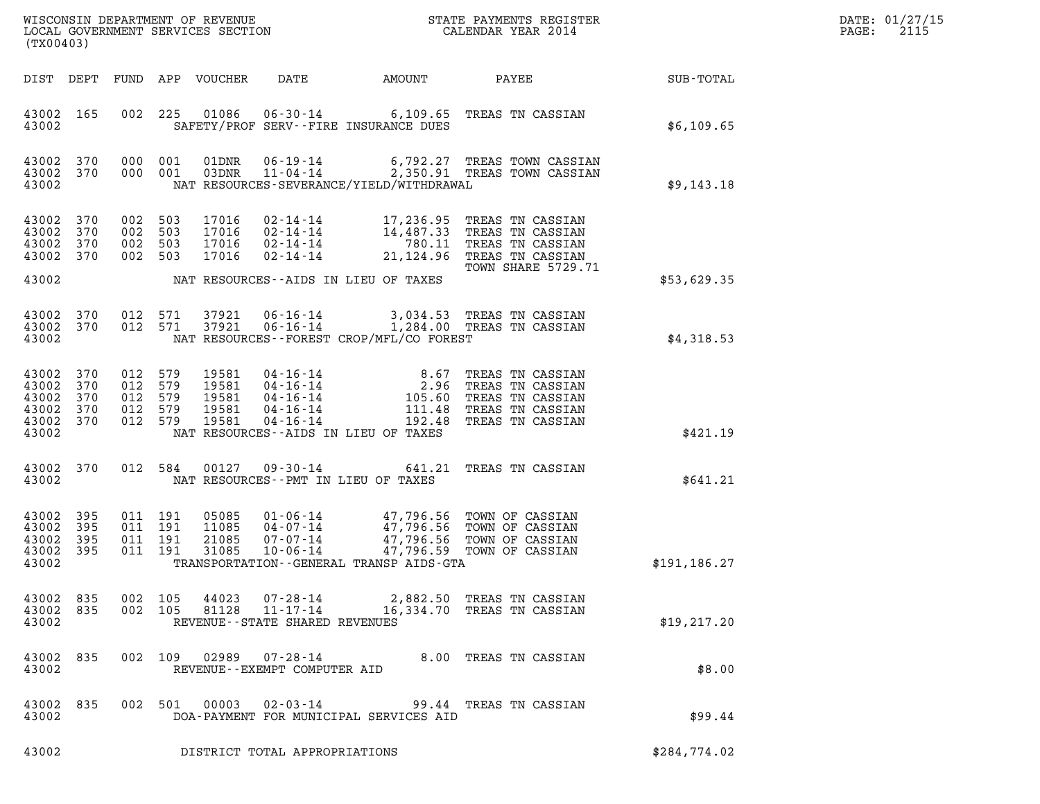WISCONSIN DEPARTMENT OF REVENUE
LOCAL GOVERNMENT SERVICES SECTION
(TX00403)

STATE PAYMENTS REGISTER
CALENDAR YEAR 2014

DATE: 01/27/15

| DIST | DEPT | FUND | APP | VOUCHER | DATE | AMOUNT | PAYEE | SUB-TOTAL |
|---|---|---|---|---|---|---|---|---|
| 43002 | 165 | 002 | 225 | 01086 | 06-30-14 | 6,109.65 | TREAS TN CASSIAN | |
| 43002 | | | | | SAFETY/PROF SERV--FIRE INSURANCE DUES | | | $6,109.65 |
| 43002 | 370 | 000 | 001 | 01DNR | 06-19-14 | 6,792.27 | TREAS TOWN CASSIAN | |
| 43002 | 370 | 000 | 001 | 03DNR | 11-04-14 | 2,350.91 | TREAS TOWN CASSIAN | |
| 43002 | | | | | NAT RESOURCES-SEVERANCE/YIELD/WITHDRAWAL | | | $9,143.18 |
| 43002 | 370 | 002 | 503 | 17016 | 02-14-14 | 17,236.95 | TREAS TN CASSIAN | |
| 43002 | 370 | 002 | 503 | 17016 | 02-14-14 | 14,487.33 | TREAS TN CASSIAN | |
| 43002 | 370 | 002 | 503 | 17016 | 02-14-14 | 780.11 | TREAS TN CASSIAN | |
| 43002 | 370 | 002 | 503 | 17016 | 02-14-14 | 21,124.96 | TREAS TN CASSIAN TOWN SHARE 5729.71 | |
| 43002 | | | | | NAT RESOURCES--AIDS IN LIEU OF TAXES | | | $53,629.35 |
| 43002 | 370 | 012 | 571 | 37921 | 06-16-14 | 3,034.53 | TREAS TN CASSIAN | |
| 43002 | 370 | 012 | 571 | 37921 | 06-16-14 | 1,284.00 | TREAS TN CASSIAN | |
| 43002 | | | | | NAT RESOURCES--FOREST CROP/MFL/CO FOREST | | | $4,318.53 |
| 43002 | 370 | 012 | 579 | 19581 | 04-16-14 | 8.67 | TREAS TN CASSIAN | |
| 43002 | 370 | 012 | 579 | 19581 | 04-16-14 | 2.96 | TREAS TN CASSIAN | |
| 43002 | 370 | 012 | 579 | 19581 | 04-16-14 | 105.60 | TREAS TN CASSIAN | |
| 43002 | 370 | 012 | 579 | 19581 | 04-16-14 | 111.48 | TREAS TN CASSIAN | |
| 43002 | 370 | 012 | 579 | 19581 | 04-16-14 | 192.48 | TREAS TN CASSIAN | |
| 43002 | | | | | NAT RESOURCES--AIDS IN LIEU OF TAXES | | | $421.19 |
| 43002 | 370 | 012 | 584 | 00127 | 09-30-14 | 641.21 | TREAS TN CASSIAN | |
| 43002 | | | | | NAT RESOURCES--PMT IN LIEU OF TAXES | | | $641.21 |
| 43002 | 395 | 011 | 191 | 05085 | 01-06-14 | 47,796.56 | TOWN OF CASSIAN | |
| 43002 | 395 | 011 | 191 | 11085 | 04-07-14 | 47,796.56 | TOWN OF CASSIAN | |
| 43002 | 395 | 011 | 191 | 21085 | 07-07-14 | 47,796.56 | TOWN OF CASSIAN | |
| 43002 | 395 | 011 | 191 | 31085 | 10-06-14 | 47,796.59 | TOWN OF CASSIAN | |
| 43002 | | | | | TRANSPORTATION--GENERAL TRANSP AIDS-GTA | | | $191,186.27 |
| 43002 | 835 | 002 | 105 | 44023 | 07-28-14 | 2,882.50 | TREAS TN CASSIAN | |
| 43002 | 835 | 002 | 105 | 81128 | 11-17-14 | 16,334.70 | TREAS TN CASSIAN | |
| 43002 | | | | | REVENUE--STATE SHARED REVENUES | | | $19,217.20 |
| 43002 | 835 | 002 | 109 | 02989 | 07-28-14 | 8.00 | TREAS TN CASSIAN | |
| 43002 | | | | | REVENUE--EXEMPT COMPUTER AID | | | $8.00 |
| 43002 | 835 | 002 | 501 | 00003 | 02-03-14 | 99.44 | TREAS TN CASSIAN | |
| 43002 | | | | | DOA-PAYMENT FOR MUNICIPAL SERVICES AID | | | $99.44 |
| 43002 | | | | | DISTRICT TOTAL APPROPRIATIONS | | | $284,774.02 |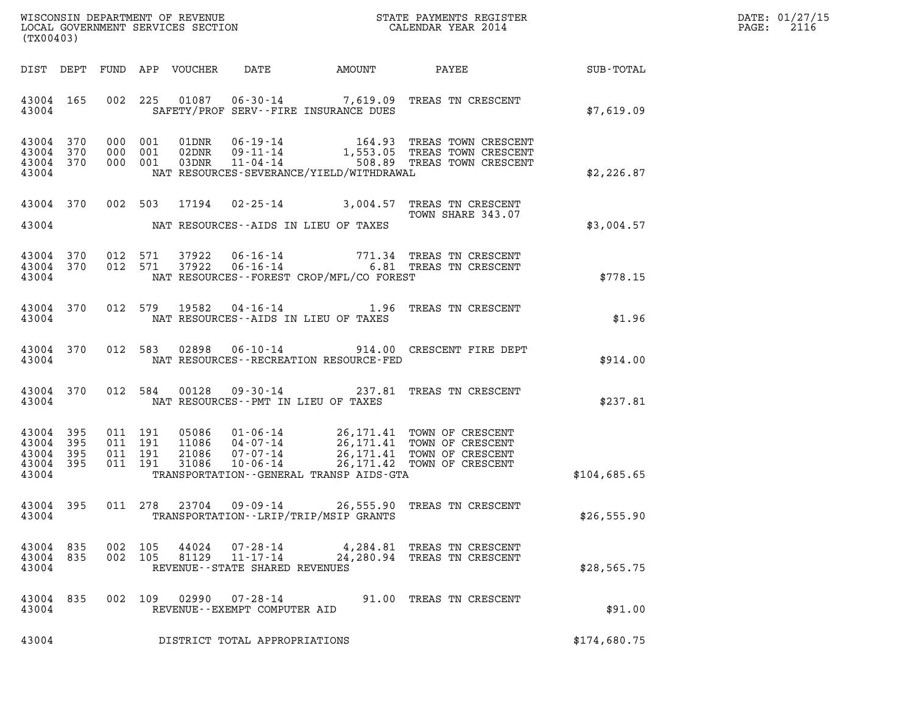WISCONSIN DEPARTMENT OF REVENUE
LOCAL GOVERNMENT SERVICES SECTION
(TX00403)

STATE PAYMENTS REGISTER
CALENDAR YEAR 2014

DATE: 01/27/15
PAGE: 2116

| DIST | DEPT | FUND | APP | VOUCHER | DATE | AMOUNT | PAYEE | SUB-TOTAL |
|---|---|---|---|---|---|---|---|---|
| 43004 | 165 | 002 | 225 | 01087 | 06-30-14 | 7,619.09 | TREAS TN CRESCENT | |
| 43004 | | | | SAFETY/PROF SERV--FIRE INSURANCE DUES | | | | $7,619.09 |
| 43004 | 370 | 000 | 001 | 01DNR | 06-19-14 | 164.93 | TREAS TOWN CRESCENT | |
| 43004 | 370 | 000 | 001 | 02DNR | 09-11-14 | 1,553.05 | TREAS TOWN CRESCENT | |
| 43004 | 370 | 000 | 001 | 03DNR | 11-04-14 | 508.89 | TREAS TOWN CRESCENT | |
| 43004 | | | | NAT RESOURCES-SEVERANCE/YIELD/WITHDRAWAL | | | | $2,226.87 |
| 43004 | 370 | 002 | 503 | 17194 | 02-25-14 | 3,004.57 | TREAS TN CRESCENT TOWN SHARE 343.07 | |
| 43004 | | | | NAT RESOURCES--AIDS IN LIEU OF TAXES | | | | $3,004.57 |
| 43004 | 370 | 012 | 571 | 37922 | 06-16-14 | 771.34 | TREAS TN CRESCENT | |
| 43004 | 370 | 012 | 571 | 37922 | 06-16-14 | 6.81 | TREAS TN CRESCENT | |
| 43004 | | | | NAT RESOURCES--FOREST CROP/MFL/CO FOREST | | | | $778.15 |
| 43004 | 370 | 012 | 579 | 19582 | 04-16-14 | 1.96 | TREAS TN CRESCENT | |
| 43004 | | | | NAT RESOURCES--AIDS IN LIEU OF TAXES | | | | $1.96 |
| 43004 | 370 | 012 | 583 | 02898 | 06-10-14 | 914.00 | CRESCENT FIRE DEPT | |
| 43004 | | | | NAT RESOURCES--RECREATION RESOURCE-FED | | | | $914.00 |
| 43004 | 370 | 012 | 584 | 00128 | 09-30-14 | 237.81 | TREAS TN CRESCENT | |
| 43004 | | | | NAT RESOURCES--PMT IN LIEU OF TAXES | | | | $237.81 |
| 43004 | 395 | 011 | 191 | 05086 | 01-06-14 | 26,171.41 | TOWN OF CRESCENT | |
| 43004 | 395 | 011 | 191 | 11086 | 04-07-14 | 26,171.41 | TOWN OF CRESCENT | |
| 43004 | 395 | 011 | 191 | 21086 | 07-07-14 | 26,171.41 | TOWN OF CRESCENT | |
| 43004 | 395 | 011 | 191 | 31086 | 10-06-14 | 26,171.42 | TOWN OF CRESCENT | |
| 43004 | | | | TRANSPORTATION--GENERAL TRANSP AIDS-GTA | | | | $104,685.65 |
| 43004 | 395 | 011 | 278 | 23704 | 09-09-14 | 26,555.90 | TREAS TN CRESCENT | |
| 43004 | | | | TRANSPORTATION--LRIP/TRIP/MSIP GRANTS | | | | $26,555.90 |
| 43004 | 835 | 002 | 105 | 44024 | 07-28-14 | 4,284.81 | TREAS TN CRESCENT | |
| 43004 | 835 | 002 | 105 | 81129 | 11-17-14 | 24,280.94 | TREAS TN CRESCENT | |
| 43004 | | | | REVENUE--STATE SHARED REVENUES | | | | $28,565.75 |
| 43004 | 835 | 002 | 109 | 02990 | 07-28-14 | 91.00 | TREAS TN CRESCENT | |
| 43004 | | | | REVENUE--EXEMPT COMPUTER AID | | | | $91.00 |
| 43004 | | | | DISTRICT TOTAL APPROPRIATIONS | | | | $174,680.75 |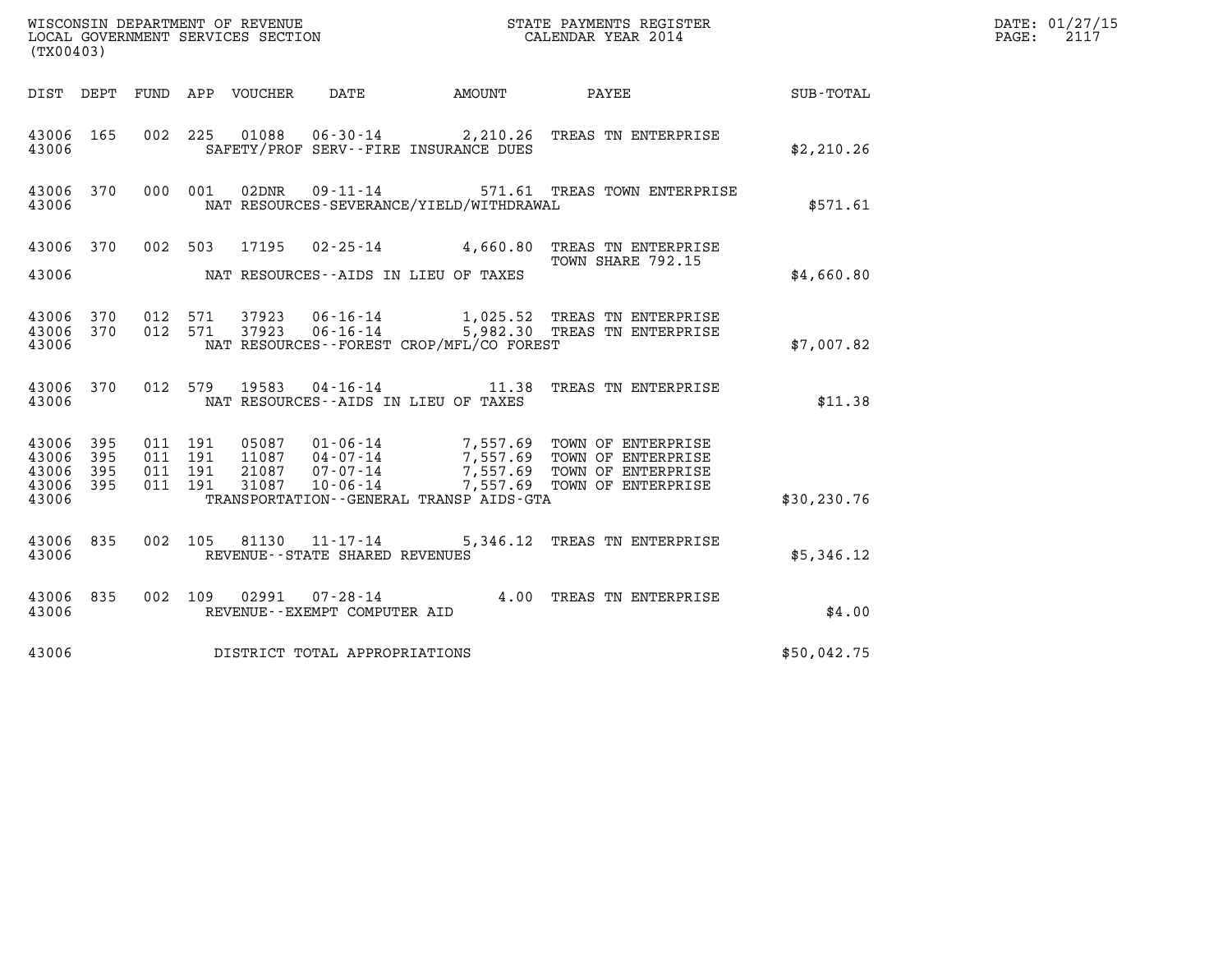WISCONSIN DEPARTMENT OF REVENUE
LOCAL GOVERNMENT SERVICES SECTION
(TX00403)

STATE PAYMENTS REGISTER
CALENDAR YEAR 2014

DATE: 01/27/15
PAGE: 2117

| DIST | DEPT | FUND | APP | VOUCHER | DATE | AMOUNT | PAYEE | SUB-TOTAL |
|---|---|---|---|---|---|---|---|---|
| 43006 | 165 | 002 | 225 | 01088 | 06-30-14 | 2,210.26 | TREAS TN ENTERPRISE | |
| 43006 | | | | | SAFETY/PROF SERV--FIRE INSURANCE DUES | | | $2,210.26 |
| 43006 | 370 | 000 | 001 | 02DNR | 09-11-14 | 571.61 | TREAS TOWN ENTERPRISE | |
| 43006 | | | | | NAT RESOURCES-SEVERANCE/YIELD/WITHDRAWAL | | | $571.61 |
| 43006 | 370 | 002 | 503 | 17195 | 02-25-14 | 4,660.80 | TREAS TN ENTERPRISE TOWN SHARE 792.15 | |
| 43006 | | | | | NAT RESOURCES--AIDS IN LIEU OF TAXES | | | $4,660.80 |
| 43006 | 370 | 012 | 571 | 37923 | 06-16-14 | 1,025.52 | TREAS TN ENTERPRISE | |
| 43006 | 370 | 012 | 571 | 37923 | 06-16-14 | 5,982.30 | TREAS TN ENTERPRISE | |
| 43006 | | | | | NAT RESOURCES--FOREST CROP/MFL/CO FOREST | | | $7,007.82 |
| 43006 | 370 | 012 | 579 | 19583 | 04-16-14 | 11.38 | TREAS TN ENTERPRISE | |
| 43006 | | | | | NAT RESOURCES--AIDS IN LIEU OF TAXES | | | $11.38 |
| 43006 | 395 | 011 | 191 | 05087 | 01-06-14 | 7,557.69 | TOWN OF ENTERPRISE | |
| 43006 | 395 | 011 | 191 | 11087 | 04-07-14 | 7,557.69 | TOWN OF ENTERPRISE | |
| 43006 | 395 | 011 | 191 | 21087 | 07-07-14 | 7,557.69 | TOWN OF ENTERPRISE | |
| 43006 | 395 | 011 | 191 | 31087 | 10-06-14 | 7,557.69 | TOWN OF ENTERPRISE | |
| 43006 | | | | | TRANSPORTATION--GENERAL TRANSP AIDS-GTA | | | $30,230.76 |
| 43006 | 835 | 002 | 105 | 81130 | 11-17-14 | 5,346.12 | TREAS TN ENTERPRISE | |
| 43006 | | | | | REVENUE--STATE SHARED REVENUES | | | $5,346.12 |
| 43006 | 835 | 002 | 109 | 02991 | 07-28-14 | 4.00 | TREAS TN ENTERPRISE | |
| 43006 | | | | | REVENUE--EXEMPT COMPUTER AID | | | $4.00 |
| 43006 | | | | | DISTRICT TOTAL APPROPRIATIONS | | | $50,042.75 |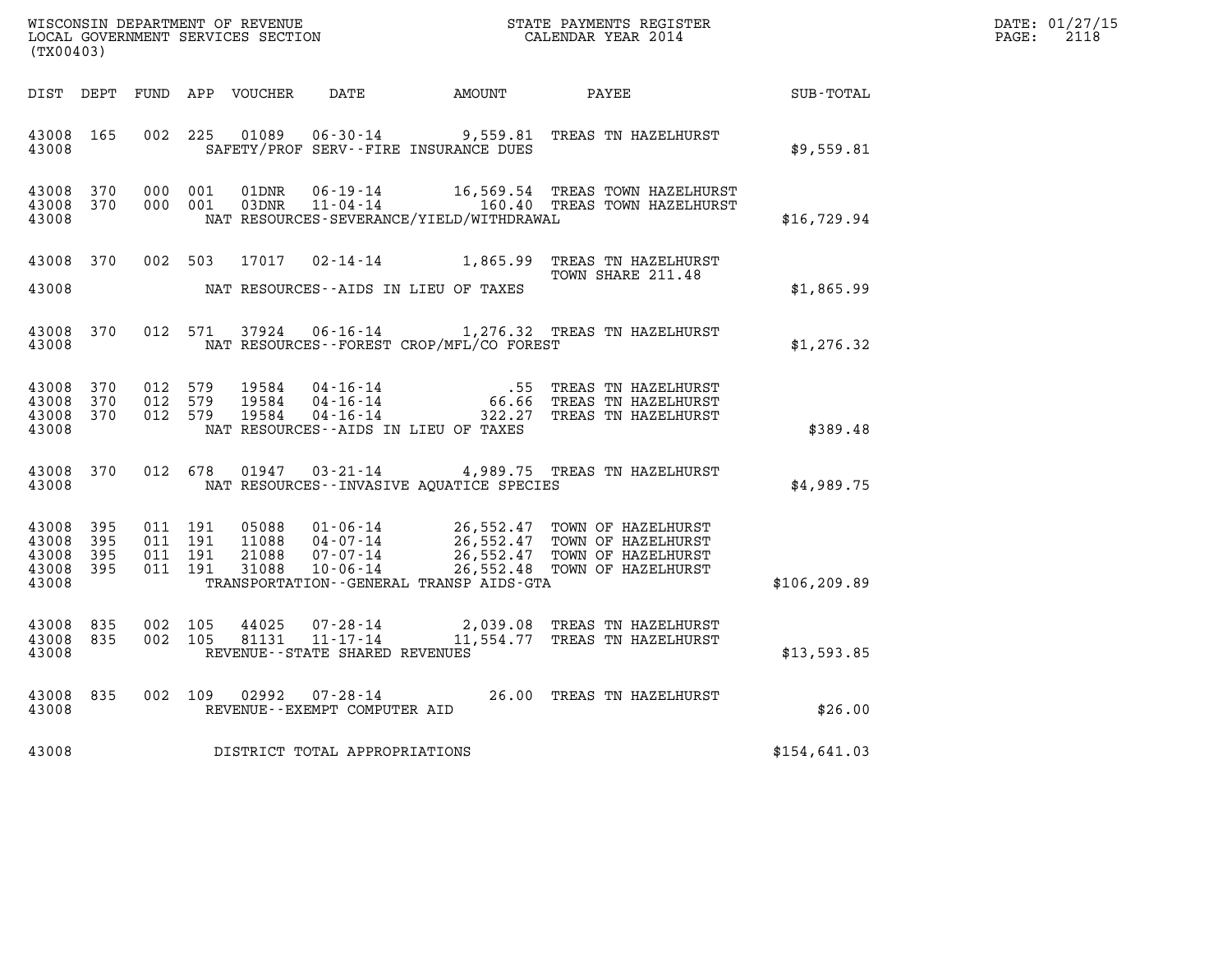WISCONSIN DEPARTMENT OF REVENUE
LOCAL GOVERNMENT SERVICES SECTION
(TX00403)

STATE PAYMENTS REGISTER
CALENDAR YEAR 2014

DATE: 01/27/15
PAGE: 2118

| DIST | DEPT | FUND | APP | VOUCHER | DATE | AMOUNT | PAYEE | SUB-TOTAL |
|---|---|---|---|---|---|---|---|---|
| 43008 | 165 | 002 | 225 | 01089 | 06-30-14 | 9,559.81 | TREAS TN HAZELHURST | |
| 43008 | | | | | SAFETY/PROF SERV--FIRE INSURANCE DUES | | | $9,559.81 |
| 43008 | 370 | 000 | 001 | 01DNR | 06-19-14 | 16,569.54 | TREAS TOWN HAZELHURST | |
| 43008 | 370 | 000 | 001 | 03DNR | 11-04-14 | 160.40 | TREAS TOWN HAZELHURST | |
| 43008 | | | | | NAT RESOURCES-SEVERANCE/YIELD/WITHDRAWAL | | | $16,729.94 |
| 43008 | 370 | 002 | 503 | 17017 | 02-14-14 | 1,865.99 | TREAS TN HAZELHURST TOWN SHARE 211.48 | |
| 43008 | | | | | NAT RESOURCES--AIDS IN LIEU OF TAXES | | | $1,865.99 |
| 43008 | 370 | 012 | 571 | 37924 | 06-16-14 | 1,276.32 | TREAS TN HAZELHURST | |
| 43008 | | | | | NAT RESOURCES--FOREST CROP/MFL/CO FOREST | | | $1,276.32 |
| 43008 | 370 | 012 | 579 | 19584 | 04-16-14 | .55 | TREAS TN HAZELHURST | |
| 43008 | 370 | 012 | 579 | 19584 | 04-16-14 | 66.66 | TREAS TN HAZELHURST | |
| 43008 | 370 | 012 | 579 | 19584 | 04-16-14 | 322.27 | TREAS TN HAZELHURST | |
| 43008 | | | | | NAT RESOURCES--AIDS IN LIEU OF TAXES | | | $389.48 |
| 43008 | 370 | 012 | 678 | 01947 | 03-21-14 | 4,989.75 | TREAS TN HAZELHURST | |
| 43008 | | | | | NAT RESOURCES--INVASIVE AQUATICE SPECIES | | | $4,989.75 |
| 43008 | 395 | 011 | 191 | 05088 | 01-06-14 | 26,552.47 | TOWN OF HAZELHURST | |
| 43008 | 395 | 011 | 191 | 11088 | 04-07-14 | 26,552.47 | TOWN OF HAZELHURST | |
| 43008 | 395 | 011 | 191 | 21088 | 07-07-14 | 26,552.47 | TOWN OF HAZELHURST | |
| 43008 | 395 | 011 | 191 | 31088 | 10-06-14 | 26,552.48 | TOWN OF HAZELHURST | |
| 43008 | | | | | TRANSPORTATION--GENERAL TRANSP AIDS-GTA | | | $106,209.89 |
| 43008 | 835 | 002 | 105 | 44025 | 07-28-14 | 2,039.08 | TREAS TN HAZELHURST | |
| 43008 | 835 | 002 | 105 | 81131 | 11-17-14 | 11,554.77 | TREAS TN HAZELHURST | |
| 43008 | | | | | REVENUE--STATE SHARED REVENUES | | | $13,593.85 |
| 43008 | 835 | 002 | 109 | 02992 | 07-28-14 | 26.00 | TREAS TN HAZELHURST | |
| 43008 | | | | | REVENUE--EXEMPT COMPUTER AID | | | $26.00 |
| 43008 | | | | | DISTRICT TOTAL APPROPRIATIONS | | | $154,641.03 |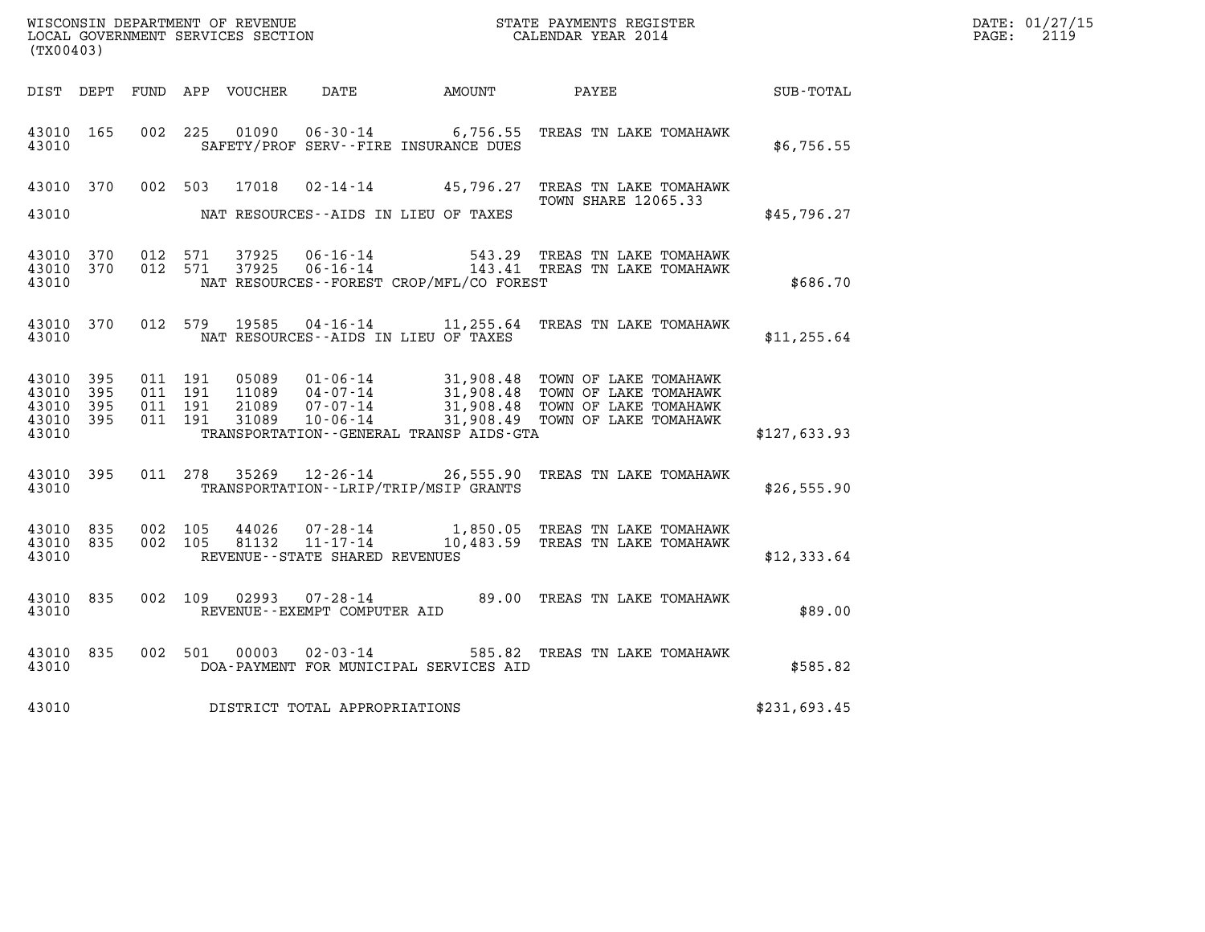WISCONSIN DEPARTMENT OF REVENUE
LOCAL GOVERNMENT SERVICES SECTION
(TX00403)

STATE PAYMENTS REGISTER
CALENDAR YEAR 2014

DATE: 01/27/15
PAGE: 2119

| DIST | DEPT | FUND | APP | VOUCHER | DATE | AMOUNT | PAYEE | SUB-TOTAL |
|---|---|---|---|---|---|---|---|---|
| 43010 | 165 | 002 | 225 | 01090 | 06-30-14 | 6,756.55 | TREAS TN LAKE TOMAHAWK | |
| 43010 | | | | | SAFETY/PROF SERV--FIRE INSURANCE DUES | | | $6,756.55 |
| 43010 | 370 | 002 | 503 | 17018 | 02-14-14 | 45,796.27 | TREAS TN LAKE TOMAHAWK TOWN SHARE 12065.33 | |
| 43010 | | | | | NAT RESOURCES--AIDS IN LIEU OF TAXES | | | $45,796.27 |
| 43010 | 370 | 012 | 571 | 37925 | 06-16-14 | 543.29 | TREAS TN LAKE TOMAHAWK | |
| 43010 | 370 | 012 | 571 | 37925 | 06-16-14 | 143.41 | TREAS TN LAKE TOMAHAWK | |
| 43010 | | | | | NAT RESOURCES--FOREST CROP/MFL/CO FOREST | | | $686.70 |
| 43010 | 370 | 012 | 579 | 19585 | 04-16-14 | 11,255.64 | TREAS TN LAKE TOMAHAWK | |
| 43010 | | | | | NAT RESOURCES--AIDS IN LIEU OF TAXES | | | $11,255.64 |
| 43010 | 395 | 011 | 191 | 05089 | 01-06-14 | 31,908.48 | TOWN OF LAKE TOMAHAWK | |
| 43010 | 395 | 011 | 191 | 11089 | 04-07-14 | 31,908.48 | TOWN OF LAKE TOMAHAWK | |
| 43010 | 395 | 011 | 191 | 21089 | 07-07-14 | 31,908.48 | TOWN OF LAKE TOMAHAWK | |
| 43010 | 395 | 011 | 191 | 31089 | 10-06-14 | 31,908.49 | TOWN OF LAKE TOMAHAWK | |
| 43010 | | | | | TRANSPORTATION--GENERAL TRANSP AIDS-GTA | | | $127,633.93 |
| 43010 | 395 | 011 | 278 | 35269 | 12-26-14 | 26,555.90 | TREAS TN LAKE TOMAHAWK | |
| 43010 | | | | | TRANSPORTATION--LRIP/TRIP/MSIP GRANTS | | | $26,555.90 |
| 43010 | 835 | 002 | 105 | 44026 | 07-28-14 | 1,850.05 | TREAS TN LAKE TOMAHAWK | |
| 43010 | 835 | 002 | 105 | 81132 | 11-17-14 | 10,483.59 | TREAS TN LAKE TOMAHAWK | |
| 43010 | | | | | REVENUE--STATE SHARED REVENUES | | | $12,333.64 |
| 43010 | 835 | 002 | 109 | 02993 | 07-28-14 | 89.00 | TREAS TN LAKE TOMAHAWK | |
| 43010 | | | | | REVENUE--EXEMPT COMPUTER AID | | | $89.00 |
| 43010 | 835 | 002 | 501 | 00003 | 02-03-14 | 585.82 | TREAS TN LAKE TOMAHAWK | |
| 43010 | | | | | DOA-PAYMENT FOR MUNICIPAL SERVICES AID | | | $585.82 |
| 43010 | | | | | DISTRICT TOTAL APPROPRIATIONS | | | $231,693.45 |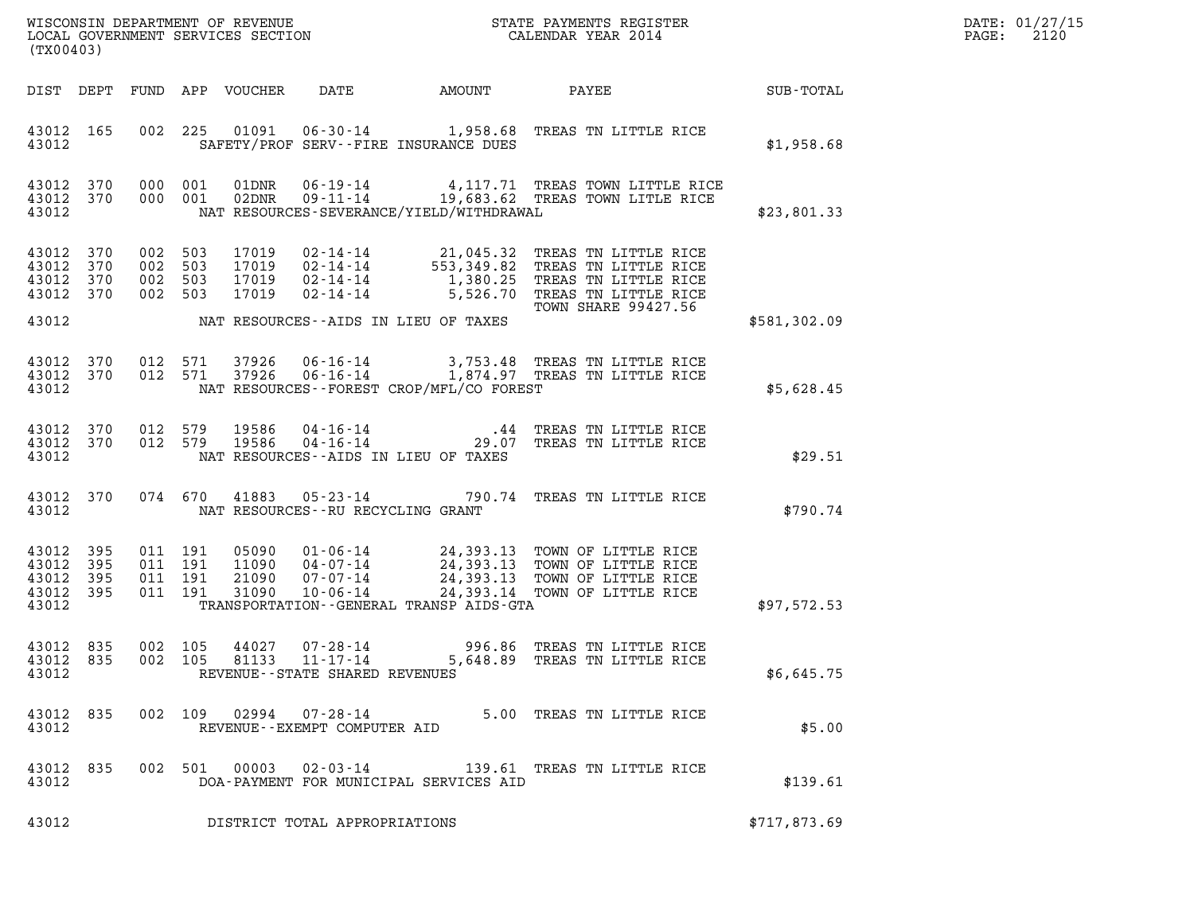WISCONSIN DEPARTMENT OF REVENUE
LOCAL GOVERNMENT SERVICES SECTION
(TX00403)

STATE PAYMENTS REGISTER
CALENDAR YEAR 2014

DATE: 01/27/15
PAGE: 2120

| DIST | DEPT | FUND | APP | VOUCHER | DATE | AMOUNT | PAYEE | SUB-TOTAL |
|---|---|---|---|---|---|---|---|---|
| 43012 | 165 | 002 | 225 | 01091 | 06-30-14 | 1,958.68 | TREAS TN LITTLE RICE | |
| 43012 | | | | | SAFETY/PROF SERV--FIRE INSURANCE DUES | | | $1,958.68 |
| 43012 | 370 | 000 | 001 | 01DNR | 06-19-14 | 4,117.71 | TREAS TOWN LITTLE RICE | |
| 43012 | 370 | 000 | 001 | 02DNR | 09-11-14 | 19,683.62 | TREAS TOWN LITLE RICE | |
| 43012 | | | | | NAT RESOURCES-SEVERANCE/YIELD/WITHDRAWAL | | | $23,801.33 |
| 43012 | 370 | 002 | 503 | 17019 | 02-14-14 | 21,045.32 | TREAS TN LITTLE RICE | |
| 43012 | 370 | 002 | 503 | 17019 | 02-14-14 | 553,349.82 | TREAS TN LITTLE RICE | |
| 43012 | 370 | 002 | 503 | 17019 | 02-14-14 | 1,380.25 | TREAS TN LITTLE RICE | |
| 43012 | 370 | 002 | 503 | 17019 | 02-14-14 | 5,526.70 | TREAS TN LITTLE RICE | |
| | | | | | | | TOWN SHARE 99427.56 | |
| 43012 | | | | | NAT RESOURCES--AIDS IN LIEU OF TAXES | | | $581,302.09 |
| 43012 | 370 | 012 | 571 | 37926 | 06-16-14 | 3,753.48 | TREAS TN LITTLE RICE | |
| 43012 | 370 | 012 | 571 | 37926 | 06-16-14 | 1,874.97 | TREAS TN LITTLE RICE | |
| 43012 | | | | | NAT RESOURCES--FOREST CROP/MFL/CO FOREST | | | $5,628.45 |
| 43012 | 370 | 012 | 579 | 19586 | 04-16-14 | .44 | TREAS TN LITTLE RICE | |
| 43012 | 370 | 012 | 579 | 19586 | 04-16-14 | 29.07 | TREAS TN LITTLE RICE | |
| 43012 | | | | | NAT RESOURCES--AIDS IN LIEU OF TAXES | | | $29.51 |
| 43012 | 370 | 074 | 670 | 41883 | 05-23-14 | 790.74 | TREAS TN LITTLE RICE | |
| 43012 | | | | | NAT RESOURCES--RU RECYCLING GRANT | | | $790.74 |
| 43012 | 395 | 011 | 191 | 05090 | 01-06-14 | 24,393.13 | TOWN OF LITTLE RICE | |
| 43012 | 395 | 011 | 191 | 11090 | 04-07-14 | 24,393.13 | TOWN OF LITTLE RICE | |
| 43012 | 395 | 011 | 191 | 21090 | 07-07-14 | 24,393.13 | TOWN OF LITTLE RICE | |
| 43012 | 395 | 011 | 191 | 31090 | 10-06-14 | 24,393.14 | TOWN OF LITTLE RICE | |
| 43012 | | | | | TRANSPORTATION--GENERAL TRANSP AIDS-GTA | | | $97,572.53 |
| 43012 | 835 | 002 | 105 | 44027 | 07-28-14 | 996.86 | TREAS TN LITTLE RICE | |
| 43012 | 835 | 002 | 105 | 81133 | 11-17-14 | 5,648.89 | TREAS TN LITTLE RICE | |
| 43012 | | | | | REVENUE--STATE SHARED REVENUES | | | $6,645.75 |
| 43012 | 835 | 002 | 109 | 02994 | 07-28-14 | 5.00 | TREAS TN LITTLE RICE | |
| 43012 | | | | | REVENUE--EXEMPT COMPUTER AID | | | $5.00 |
| 43012 | 835 | 002 | 501 | 00003 | 02-03-14 | 139.61 | TREAS TN LITTLE RICE | |
| 43012 | | | | | DOA-PAYMENT FOR MUNICIPAL SERVICES AID | | | $139.61 |
| 43012 | | | | | DISTRICT TOTAL APPROPRIATIONS | | | $717,873.69 |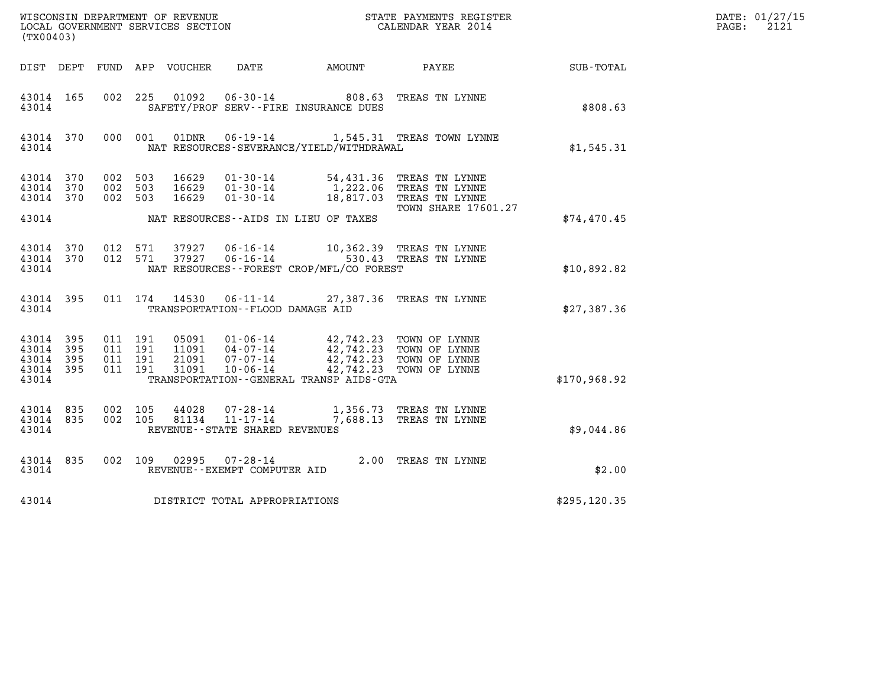WISCONSIN DEPARTMENT OF REVENUE
LOCAL GOVERNMENT SERVICES SECTION
(TX00403)

STATE PAYMENTS REGISTER
CALENDAR YEAR 2014

DATE: 01/27/15
PAGE: 2121

| DIST | DEPT | FUND | APP | VOUCHER | DATE | AMOUNT | PAYEE | SUB-TOTAL |
|---|---|---|---|---|---|---|---|---|
| 43014 | 165 | 002 | 225 | 01092 | 06-30-14 | 808.63 | TREAS TN LYNNE | |
| 43014 | | | | | SAFETY/PROF SERV--FIRE INSURANCE DUES | | | $808.63 |
| 43014 | 370 | 000 | 001 | 01DNR | 06-19-14 | 1,545.31 | TREAS TOWN LYNNE | |
| 43014 | | | | | NAT RESOURCES-SEVERANCE/YIELD/WITHDRAWAL | | | $1,545.31 |
| 43014 | 370 | 002 | 503 | 16629 | 01-30-14 | 54,431.36 | TREAS TN LYNNE | |
| 43014 | 370 | 002 | 503 | 16629 | 01-30-14 | 1,222.06 | TREAS TN LYNNE | |
| 43014 | 370 | 002 | 503 | 16629 | 01-30-14 | 18,817.03 | TREAS TN LYNNE TOWN SHARE 17601.27 | |
| 43014 | | | | | NAT RESOURCES--AIDS IN LIEU OF TAXES | | | $74,470.45 |
| 43014 | 370 | 012 | 571 | 37927 | 06-16-14 | 10,362.39 | TREAS TN LYNNE | |
| 43014 | 370 | 012 | 571 | 37927 | 06-16-14 | 530.43 | TREAS TN LYNNE | |
| 43014 | | | | | NAT RESOURCES--FOREST CROP/MFL/CO FOREST | | | $10,892.82 |
| 43014 | 395 | 011 | 174 | 14530 | 06-11-14 | 27,387.36 | TREAS TN LYNNE | |
| 43014 | | | | | TRANSPORTATION--FLOOD DAMAGE AID | | | $27,387.36 |
| 43014 | 395 | 011 | 191 | 05091 | 01-06-14 | 42,742.23 | TOWN OF LYNNE | |
| 43014 | 395 | 011 | 191 | 11091 | 04-07-14 | 42,742.23 | TOWN OF LYNNE | |
| 43014 | 395 | 011 | 191 | 21091 | 07-07-14 | 42,742.23 | TOWN OF LYNNE | |
| 43014 | 395 | 011 | 191 | 31091 | 10-06-14 | 42,742.23 | TOWN OF LYNNE | |
| 43014 | | | | | TRANSPORTATION--GENERAL TRANSP AIDS-GTA | | | $170,968.92 |
| 43014 | 835 | 002 | 105 | 44028 | 07-28-14 | 1,356.73 | TREAS TN LYNNE | |
| 43014 | 835 | 002 | 105 | 81134 | 11-17-14 | 7,688.13 | TREAS TN LYNNE | |
| 43014 | | | | | REVENUE--STATE SHARED REVENUES | | | $9,044.86 |
| 43014 | 835 | 002 | 109 | 02995 | 07-28-14 | 2.00 | TREAS TN LYNNE | |
| 43014 | | | | | REVENUE--EXEMPT COMPUTER AID | | | $2.00 |
| 43014 | | | | | DISTRICT TOTAL APPROPRIATIONS | | | $295,120.35 |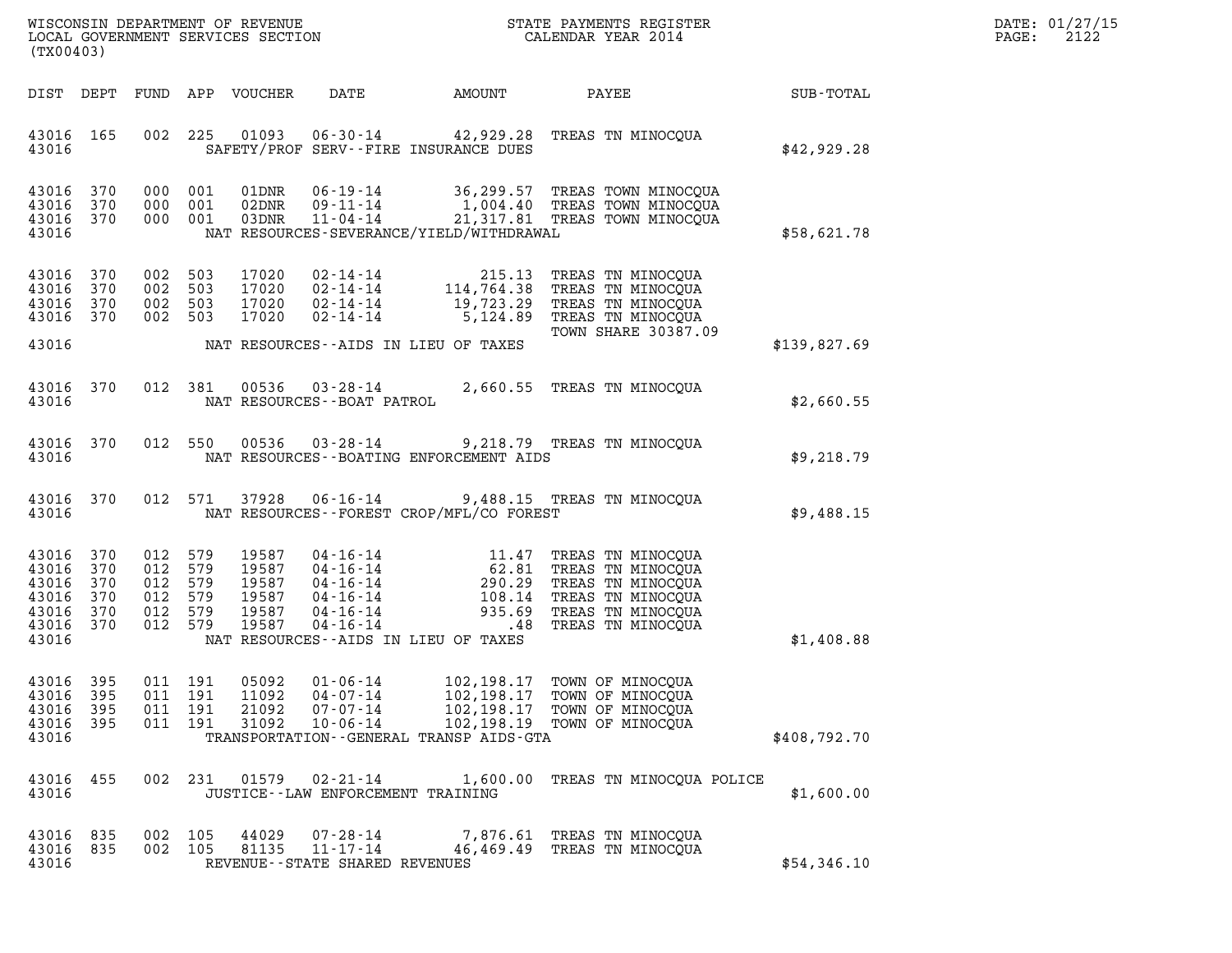WISCONSIN DEPARTMENT OF REVENUE
LOCAL GOVERNMENT SERVICES SECTION
(TX00403)

STATE PAYMENTS REGISTER
CALENDAR YEAR 2014

DATE: 01/27/15

| DIST | DEPT | FUND | APP | VOUCHER | DATE | AMOUNT | PAYEE | SUB-TOTAL |
|---|---|---|---|---|---|---|---|---|
| 43016 | 165 | 002 | 225 | 01093 | 06-30-14 | 42,929.28 | TREAS TN MINOCQUA | |
| 43016 | | | | | SAFETY/PROF SERV--FIRE INSURANCE DUES | | | $42,929.28 |
| 43016 | 370 | 000 | 001 | 01DNR | 06-19-14 | 36,299.57 | TREAS TOWN MINOCQUA | |
| 43016 | 370 | 000 | 001 | 02DNR | 09-11-14 | 1,004.40 | TREAS TOWN MINOCQUA | |
| 43016 | 370 | 000 | 001 | 03DNR | 11-04-14 | 21,317.81 | TREAS TOWN MINOCQUA | |
| 43016 | | | | | NAT RESOURCES-SEVERANCE/YIELD/WITHDRAWAL | | | $58,621.78 |
| 43016 | 370 | 002 | 503 | 17020 | 02-14-14 | 215.13 | TREAS TN MINOCQUA | |
| 43016 | 370 | 002 | 503 | 17020 | 02-14-14 | 114,764.38 | TREAS TN MINOCQUA | |
| 43016 | 370 | 002 | 503 | 17020 | 02-14-14 | 19,723.29 | TREAS TN MINOCQUA | |
| 43016 | 370 | 002 | 503 | 17020 | 02-14-14 | 5,124.89 | TREAS TN MINOCQUA | |
| | | | | | | | TOWN SHARE 30387.09 | |
| 43016 | | | | | NAT RESOURCES--AIDS IN LIEU OF TAXES | | | $139,827.69 |
| 43016 | 370 | 012 | 381 | 00536 | 03-28-14 | 2,660.55 | TREAS TN MINOCQUA | |
| 43016 | | | | | NAT RESOURCES--BOAT PATROL | | | $2,660.55 |
| 43016 | 370 | 012 | 550 | 00536 | 03-28-14 | 9,218.79 | TREAS TN MINOCQUA | |
| 43016 | | | | | NAT RESOURCES--BOATING ENFORCEMENT AIDS | | | $9,218.79 |
| 43016 | 370 | 012 | 571 | 37928 | 06-16-14 | 9,488.15 | TREAS TN MINOCQUA | |
| 43016 | | | | | NAT RESOURCES--FOREST CROP/MFL/CO FOREST | | | $9,488.15 |
| 43016 | 370 | 012 | 579 | 19587 | 04-16-14 | 11.47 | TREAS TN MINOCQUA | |
| 43016 | 370 | 012 | 579 | 19587 | 04-16-14 | 62.81 | TREAS TN MINOCQUA | |
| 43016 | 370 | 012 | 579 | 19587 | 04-16-14 | 290.29 | TREAS TN MINOCQUA | |
| 43016 | 370 | 012 | 579 | 19587 | 04-16-14 | 108.14 | TREAS TN MINOCQUA | |
| 43016 | 370 | 012 | 579 | 19587 | 04-16-14 | 935.69 | TREAS TN MINOCQUA | |
| 43016 | 370 | 012 | 579 | 19587 | 04-16-14 | .48 | TREAS TN MINOCQUA | |
| 43016 | | | | | NAT RESOURCES--AIDS IN LIEU OF TAXES | | | $1,408.88 |
| 43016 | 395 | 011 | 191 | 05092 | 01-06-14 | 102,198.17 | TOWN OF MINOCQUA | |
| 43016 | 395 | 011 | 191 | 11092 | 04-07-14 | 102,198.17 | TOWN OF MINOCQUA | |
| 43016 | 395 | 011 | 191 | 21092 | 07-07-14 | 102,198.17 | TOWN OF MINOCQUA | |
| 43016 | 395 | 011 | 191 | 31092 | 10-06-14 | 102,198.19 | TOWN OF MINOCQUA | |
| 43016 | | | | | TRANSPORTATION--GENERAL TRANSP AIDS-GTA | | | $408,792.70 |
| 43016 | 455 | 002 | 231 | 01579 | 02-21-14 | 1,600.00 | TREAS TN MINOCQUA POLICE | |
| 43016 | | | | | JUSTICE--LAW ENFORCEMENT TRAINING | | | $1,600.00 |
| 43016 | 835 | 002 | 105 | 44029 | 07-28-14 | 7,876.61 | TREAS TN MINOCQUA | |
| 43016 | 835 | 002 | 105 | 81135 | 11-17-14 | 46,469.49 | TREAS TN MINOCQUA | |
| 43016 | | | | | REVENUE--STATE SHARED REVENUES | | | $54,346.10 |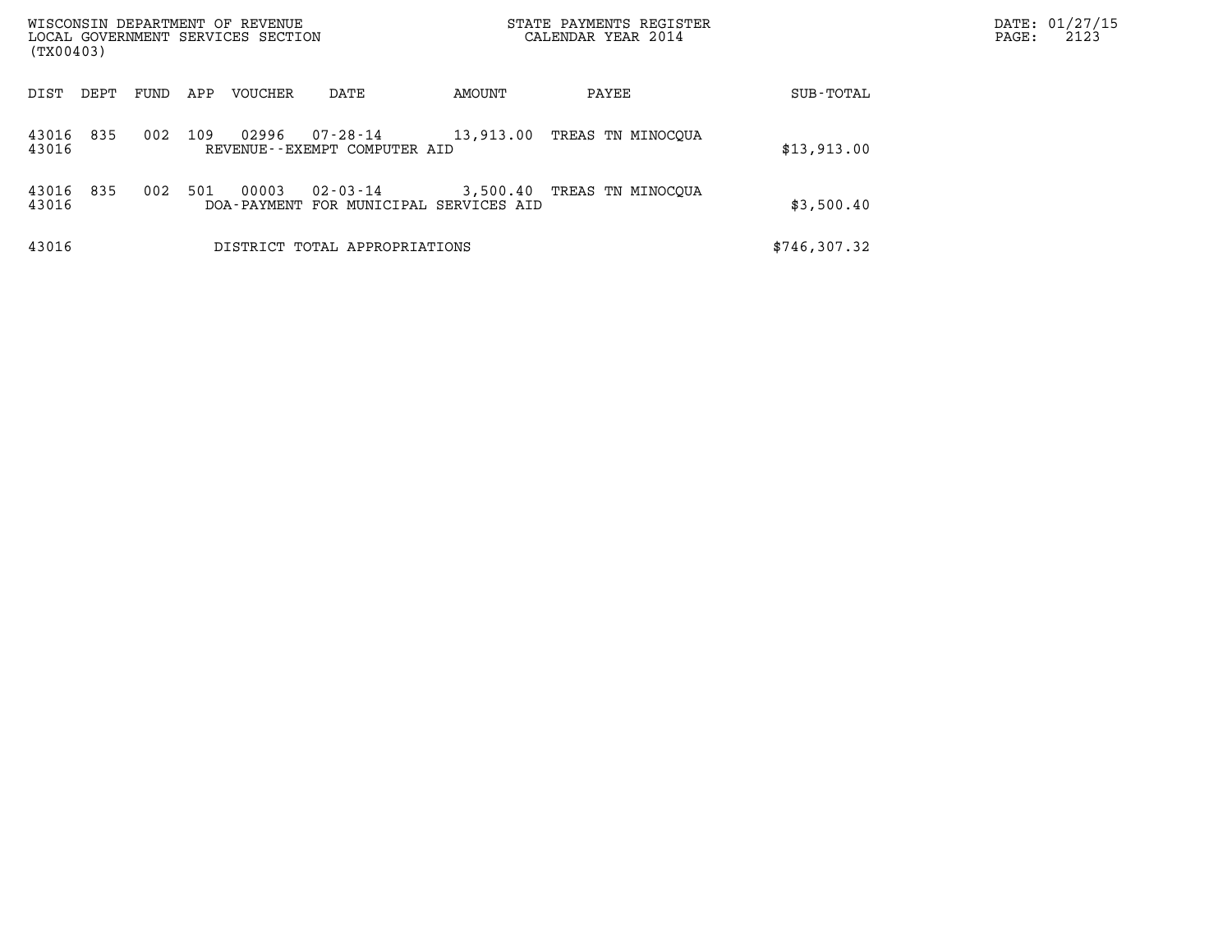WISCONSIN DEPARTMENT OF REVENUE
LOCAL GOVERNMENT SERVICES SECTION
(TX00403)

STATE PAYMENTS REGISTER
CALENDAR YEAR 2014

| DIST | DEPT | FUND | APP | VOUCHER | DATE | AMOUNT | PAYEE | SUB-TOTAL |
|---|---|---|---|---|---|---|---|---|
| 43016 | 835 | 002 | 109 | 02996 | 07-28-14 | 13,913.00 | TREAS TN MINOCQUA | |
| 43016 | | | | REVENUE--EXEMPT COMPUTER AID | | | | $13,913.00 |
| 43016 | 835 | 002 | 501 | 00003 | 02-03-14 | 3,500.40 | TREAS TN MINOCQUA | |
| 43016 | | | | DOA-PAYMENT FOR MUNICIPAL SERVICES AID | | | | $3,500.40 |
| 43016 | | | | DISTRICT TOTAL APPROPRIATIONS | | | | $746,307.32 |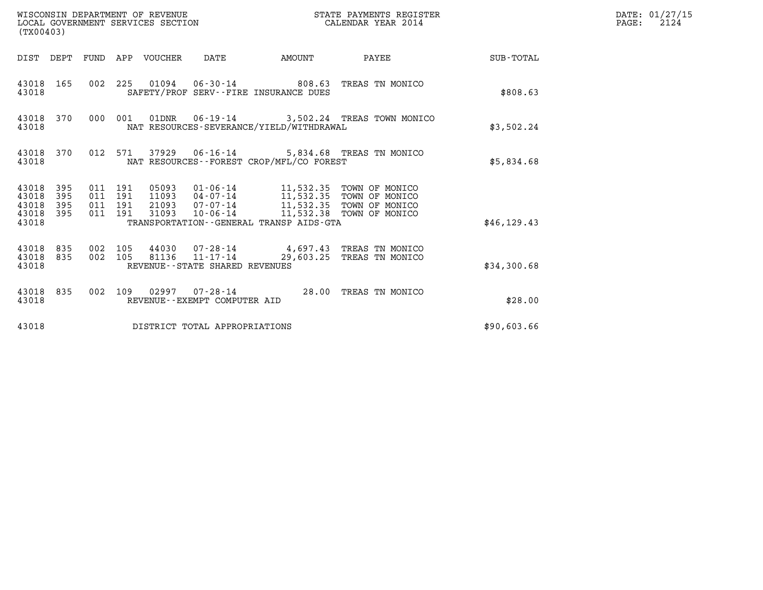WISCONSIN DEPARTMENT OF REVENUE
LOCAL GOVERNMENT SERVICES SECTION
(TX00403)

STATE PAYMENTS REGISTER
CALENDAR YEAR 2014

DATE: 01/27/15
PAGE: 2124

| DIST | DEPT | FUND | APP | VOUCHER | DATE | AMOUNT | PAYEE | SUB-TOTAL |
|---|---|---|---|---|---|---|---|---|
| 43018 | 165 | 002 | 225 | 01094 | 06-30-14 | 808.63 | TREAS TN MONICO | |
| 43018 | | | | SAFETY/PROF SERV--FIRE INSURANCE DUES | | | | $808.63 |
| 43018 | 370 | 000 | 001 | 01DNR | 06-19-14 | 3,502.24 | TREAS TOWN MONICO | |
| 43018 | | | | NAT RESOURCES-SEVERANCE/YIELD/WITHDRAWAL | | | | $3,502.24 |
| 43018 | 370 | 012 | 571 | 37929 | 06-16-14 | 5,834.68 | TREAS TN MONICO | |
| 43018 | | | | NAT RESOURCES--FOREST CROP/MFL/CO FOREST | | | | $5,834.68 |
| 43018 | 395 | 011 | 191 | 05093 | 01-06-14 | 11,532.35 | TOWN OF MONICO | |
| 43018 | 395 | 011 | 191 | 11093 | 04-07-14 | 11,532.35 | TOWN OF MONICO | |
| 43018 | 395 | 011 | 191 | 21093 | 07-07-14 | 11,532.35 | TOWN OF MONICO | |
| 43018 | 395 | 011 | 191 | 31093 | 10-06-14 | 11,532.38 | TOWN OF MONICO | |
| 43018 | | | | TRANSPORTATION--GENERAL TRANSP AIDS-GTA | | | | $46,129.43 |
| 43018 | 835 | 002 | 105 | 44030 | 07-28-14 | 4,697.43 | TREAS TN MONICO | |
| 43018 | 835 | 002 | 105 | 81136 | 11-17-14 | 29,603.25 | TREAS TN MONICO | |
| 43018 | | | | REVENUE--STATE SHARED REVENUES | | | | $34,300.68 |
| 43018 | 835 | 002 | 109 | 02997 | 07-28-14 | 28.00 | TREAS TN MONICO | |
| 43018 | | | | REVENUE--EXEMPT COMPUTER AID | | | | $28.00 |
| 43018 | | | | DISTRICT TOTAL APPROPRIATIONS | | | | $90,603.66 |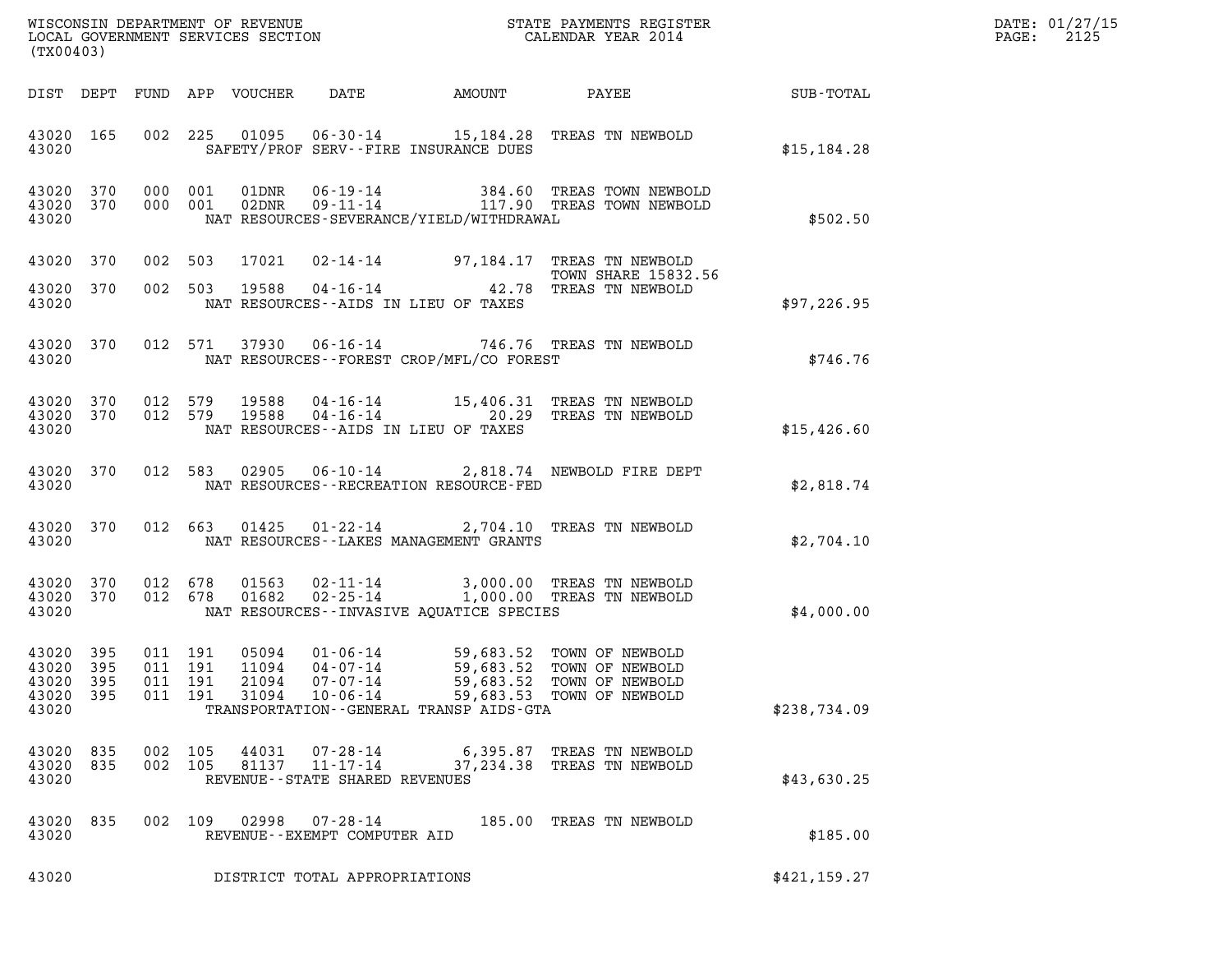WISCONSIN DEPARTMENT OF REVENUE
LOCAL GOVERNMENT SERVICES SECTION
(TX00403)

STATE PAYMENTS REGISTER
CALENDAR YEAR 2014

DATE: 01/27/15
PAGE: 2125

| DIST | DEPT | FUND | APP | VOUCHER | DATE | AMOUNT | PAYEE | SUB-TOTAL |
|---|---|---|---|---|---|---|---|---|
| 43020 | 165 | 002 | 225 | 01095 | 06-30-14 | 15,184.28 | TREAS TN NEWBOLD | |
| 43020 | | | | | SAFETY/PROF SERV--FIRE INSURANCE DUES | | | $15,184.28 |
| 43020 | 370 | 000 | 001 | 01DNR | 06-19-14 | 384.60 | TREAS TOWN NEWBOLD | |
| 43020 | 370 | 000 | 001 | 02DNR | 09-11-14 | 117.90 | TREAS TOWN NEWBOLD | |
| 43020 | | | | | NAT RESOURCES-SEVERANCE/YIELD/WITHDRAWAL | | | $502.50 |
| 43020 | 370 | 002 | 503 | 17021 | 02-14-14 | 97,184.17 | TREAS TN NEWBOLD TOWN SHARE 15832.56 | |
| 43020 | 370 | 002 | 503 | 19588 | 04-16-14 | 42.78 | TREAS TN NEWBOLD | |
| 43020 | | | | | NAT RESOURCES--AIDS IN LIEU OF TAXES | | | $97,226.95 |
| 43020 | 370 | 012 | 571 | 37930 | 06-16-14 | 746.76 | TREAS TN NEWBOLD | |
| 43020 | | | | | NAT RESOURCES--FOREST CROP/MFL/CO FOREST | | | $746.76 |
| 43020 | 370 | 012 | 579 | 19588 | 04-16-14 | 15,406.31 | TREAS TN NEWBOLD | |
| 43020 | 370 | 012 | 579 | 19588 | 04-16-14 | 20.29 | TREAS TN NEWBOLD | |
| 43020 | | | | | NAT RESOURCES--AIDS IN LIEU OF TAXES | | | $15,426.60 |
| 43020 | 370 | 012 | 583 | 02905 | 06-10-14 | 2,818.74 | NEWBOLD FIRE DEPT | |
| 43020 | | | | | NAT RESOURCES--RECREATION RESOURCE-FED | | | $2,818.74 |
| 43020 | 370 | 012 | 663 | 01425 | 01-22-14 | 2,704.10 | TREAS TN NEWBOLD | |
| 43020 | | | | | NAT RESOURCES--LAKES MANAGEMENT GRANTS | | | $2,704.10 |
| 43020 | 370 | 012 | 678 | 01563 | 02-11-14 | 3,000.00 | TREAS TN NEWBOLD | |
| 43020 | 370 | 012 | 678 | 01682 | 02-25-14 | 1,000.00 | TREAS TN NEWBOLD | |
| 43020 | | | | | NAT RESOURCES--INVASIVE AQUATICE SPECIES | | | $4,000.00 |
| 43020 | 395 | 011 | 191 | 05094 | 01-06-14 | 59,683.52 | TOWN OF NEWBOLD | |
| 43020 | 395 | 011 | 191 | 11094 | 04-07-14 | 59,683.52 | TOWN OF NEWBOLD | |
| 43020 | 395 | 011 | 191 | 21094 | 07-07-14 | 59,683.52 | TOWN OF NEWBOLD | |
| 43020 | 395 | 011 | 191 | 31094 | 10-06-14 | 59,683.53 | TOWN OF NEWBOLD | |
| 43020 | | | | | TRANSPORTATION--GENERAL TRANSP AIDS-GTA | | | $238,734.09 |
| 43020 | 835 | 002 | 105 | 44031 | 07-28-14 | 6,395.87 | TREAS TN NEWBOLD | |
| 43020 | 835 | 002 | 105 | 81137 | 11-17-14 | 37,234.38 | TREAS TN NEWBOLD | |
| 43020 | | | | | REVENUE--STATE SHARED REVENUES | | | $43,630.25 |
| 43020 | 835 | 002 | 109 | 02998 | 07-28-14 | 185.00 | TREAS TN NEWBOLD | |
| 43020 | | | | | REVENUE--EXEMPT COMPUTER AID | | | $185.00 |
| 43020 | | | | | DISTRICT TOTAL APPROPRIATIONS | | | $421,159.27 |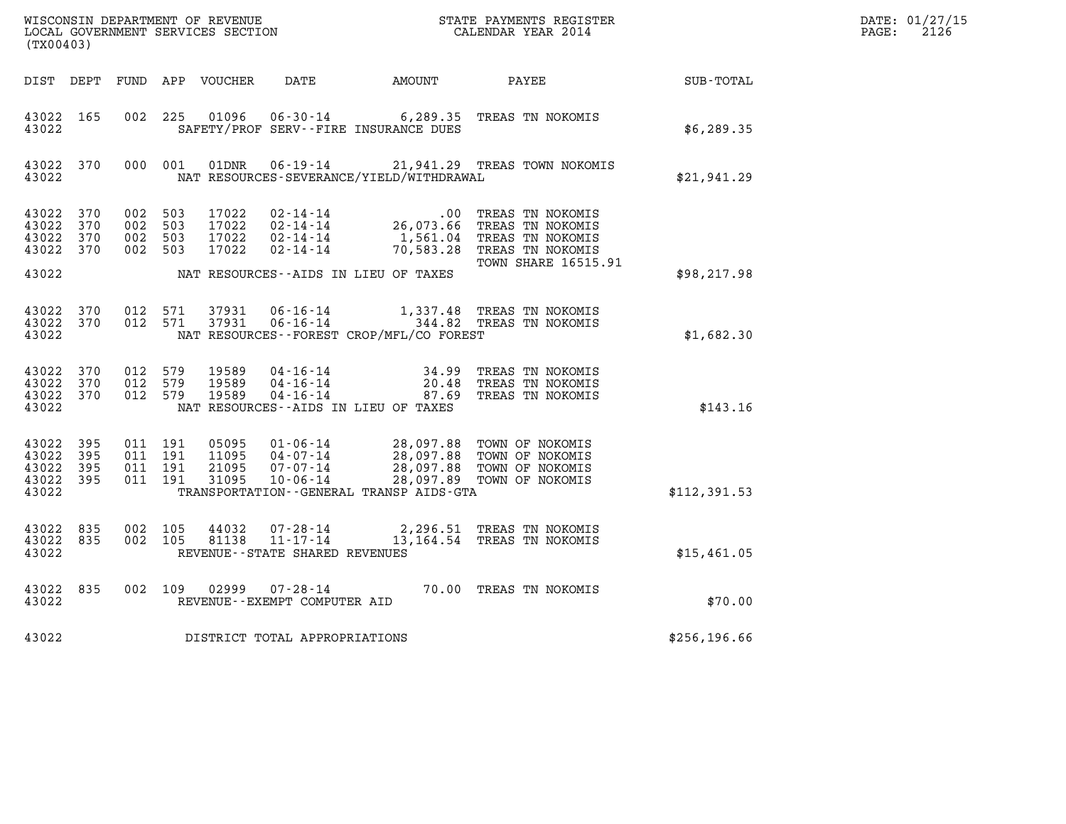WISCONSIN DEPARTMENT OF REVENUE
LOCAL GOVERNMENT SERVICES SECTION
(TX00403)

STATE PAYMENTS REGISTER
CALENDAR YEAR 2014

DATE: 01/27/15
PAGE: 2126

| DIST | DEPT | FUND | APP | VOUCHER | DATE | AMOUNT | PAYEE | SUB-TOTAL |
|---|---|---|---|---|---|---|---|---|
| 43022 | 165 | 002 | 225 | 01096 | 06-30-14 | 6,289.35 | TREAS TN NOKOMIS | |
| 43022 | | | | | SAFETY/PROF SERV--FIRE INSURANCE DUES | | | $6,289.35 |
| 43022 | 370 | 000 | 001 | 01DNR | 06-19-14 | 21,941.29 | TREAS TOWN NOKOMIS | |
| 43022 | | | | | NAT RESOURCES-SEVERANCE/YIELD/WITHDRAWAL | | | $21,941.29 |
| 43022 | 370 | 002 | 503 | 17022 | 02-14-14 | .00 | TREAS TN NOKOMIS | |
| 43022 | 370 | 002 | 503 | 17022 | 02-14-14 | 26,073.66 | TREAS TN NOKOMIS | |
| 43022 | 370 | 002 | 503 | 17022 | 02-14-14 | 1,561.04 | TREAS TN NOKOMIS | |
| 43022 | 370 | 002 | 503 | 17022 | 02-14-14 | 70,583.28 | TREAS TN NOKOMIS TOWN SHARE 16515.91 | |
| 43022 | | | | | NAT RESOURCES--AIDS IN LIEU OF TAXES | | | $98,217.98 |
| 43022 | 370 | 012 | 571 | 37931 | 06-16-14 | 1,337.48 | TREAS TN NOKOMIS | |
| 43022 | 370 | 012 | 571 | 37931 | 06-16-14 | 344.82 | TREAS TN NOKOMIS | |
| 43022 | | | | | NAT RESOURCES--FOREST CROP/MFL/CO FOREST | | | $1,682.30 |
| 43022 | 370 | 012 | 579 | 19589 | 04-16-14 | 34.99 | TREAS TN NOKOMIS | |
| 43022 | 370 | 012 | 579 | 19589 | 04-16-14 | 20.48 | TREAS TN NOKOMIS | |
| 43022 | 370 | 012 | 579 | 19589 | 04-16-14 | 87.69 | TREAS TN NOKOMIS | |
| 43022 | | | | | NAT RESOURCES--AIDS IN LIEU OF TAXES | | | $143.16 |
| 43022 | 395 | 011 | 191 | 05095 | 01-06-14 | 28,097.88 | TOWN OF NOKOMIS | |
| 43022 | 395 | 011 | 191 | 11095 | 04-07-14 | 28,097.88 | TOWN OF NOKOMIS | |
| 43022 | 395 | 011 | 191 | 21095 | 07-07-14 | 28,097.88 | TOWN OF NOKOMIS | |
| 43022 | 395 | 011 | 191 | 31095 | 10-06-14 | 28,097.89 | TOWN OF NOKOMIS | |
| 43022 | | | | | TRANSPORTATION--GENERAL TRANSP AIDS-GTA | | | $112,391.53 |
| 43022 | 835 | 002 | 105 | 44032 | 07-28-14 | 2,296.51 | TREAS TN NOKOMIS | |
| 43022 | 835 | 002 | 105 | 81138 | 11-17-14 | 13,164.54 | TREAS TN NOKOMIS | |
| 43022 | | | | | REVENUE--STATE SHARED REVENUES | | | $15,461.05 |
| 43022 | 835 | 002 | 109 | 02999 | 07-28-14 | 70.00 | TREAS TN NOKOMIS | |
| 43022 | | | | | REVENUE--EXEMPT COMPUTER AID | | | $70.00 |
| 43022 | | | | | DISTRICT TOTAL APPROPRIATIONS | | | $256,196.66 |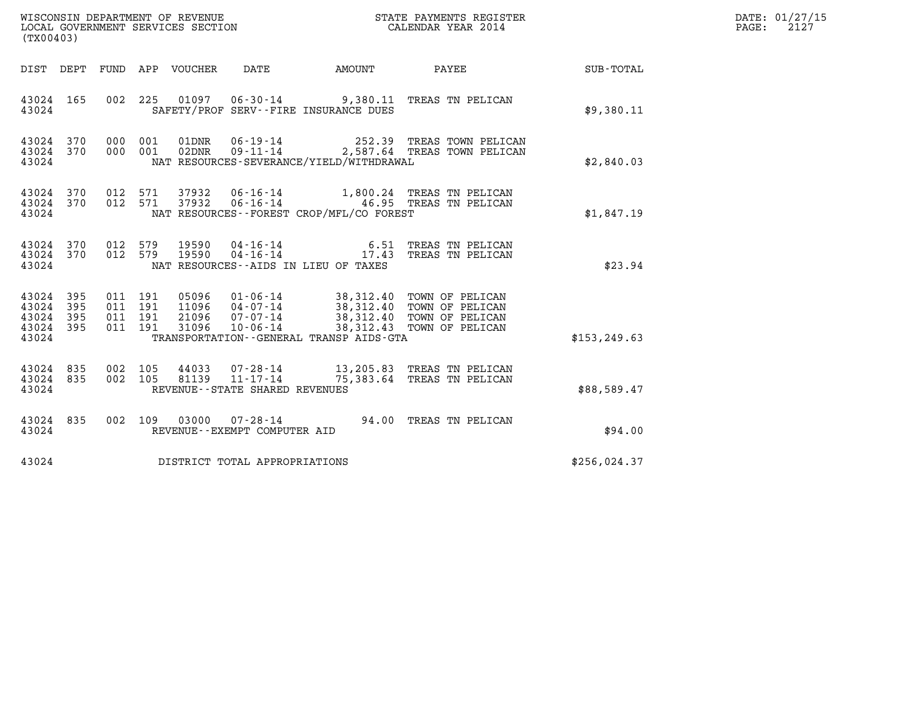WISCONSIN DEPARTMENT OF REVENUE
LOCAL GOVERNMENT SERVICES SECTION
(TX00403)

STATE PAYMENTS REGISTER
CALENDAR YEAR 2014

DATE: 01/27/15
PAGE: 2127

| DIST | DEPT | FUND | APP | VOUCHER | DATE | AMOUNT | PAYEE | SUB-TOTAL |
|---|---|---|---|---|---|---|---|---|
| 43024 | 165 | 002 | 225 | 01097 | 06-30-14 | 9,380.11 | TREAS TN PELICAN | |
| 43024 | | | | | SAFETY/PROF SERV--FIRE INSURANCE DUES | | | $9,380.11 |
| 43024 | 370 | 000 | 001 | 01DNR | 06-19-14 | 252.39 | TREAS TOWN PELICAN | |
| 43024 | 370 | 000 | 001 | 02DNR | 09-11-14 | 2,587.64 | TREAS TOWN PELICAN | |
| 43024 | | | | | NAT RESOURCES-SEVERANCE/YIELD/WITHDRAWAL | | | $2,840.03 |
| 43024 | 370 | 012 | 571 | 37932 | 06-16-14 | 1,800.24 | TREAS TN PELICAN | |
| 43024 | 370 | 012 | 571 | 37932 | 06-16-14 | 46.95 | TREAS TN PELICAN | |
| 43024 | | | | | NAT RESOURCES--FOREST CROP/MFL/CO FOREST | | | $1,847.19 |
| 43024 | 370 | 012 | 579 | 19590 | 04-16-14 | 6.51 | TREAS TN PELICAN | |
| 43024 | 370 | 012 | 579 | 19590 | 04-16-14 | 17.43 | TREAS TN PELICAN | |
| 43024 | | | | | NAT RESOURCES--AIDS IN LIEU OF TAXES | | | $23.94 |
| 43024 | 395 | 011 | 191 | 05096 | 01-06-14 | 38,312.40 | TOWN OF PELICAN | |
| 43024 | 395 | 011 | 191 | 11096 | 04-07-14 | 38,312.40 | TOWN OF PELICAN | |
| 43024 | 395 | 011 | 191 | 21096 | 07-07-14 | 38,312.40 | TOWN OF PELICAN | |
| 43024 | 395 | 011 | 191 | 31096 | 10-06-14 | 38,312.43 | TOWN OF PELICAN | |
| 43024 | | | | | TRANSPORTATION--GENERAL TRANSP AIDS-GTA | | | $153,249.63 |
| 43024 | 835 | 002 | 105 | 44033 | 07-28-14 | 13,205.83 | TREAS TN PELICAN | |
| 43024 | 835 | 002 | 105 | 81139 | 11-17-14 | 75,383.64 | TREAS TN PELICAN | |
| 43024 | | | | | REVENUE--STATE SHARED REVENUES | | | $88,589.47 |
| 43024 | 835 | 002 | 109 | 03000 | 07-28-14 | 94.00 | TREAS TN PELICAN | |
| 43024 | | | | | REVENUE--EXEMPT COMPUTER AID | | | $94.00 |
| 43024 | | | | | DISTRICT TOTAL APPROPRIATIONS | | | $256,024.37 |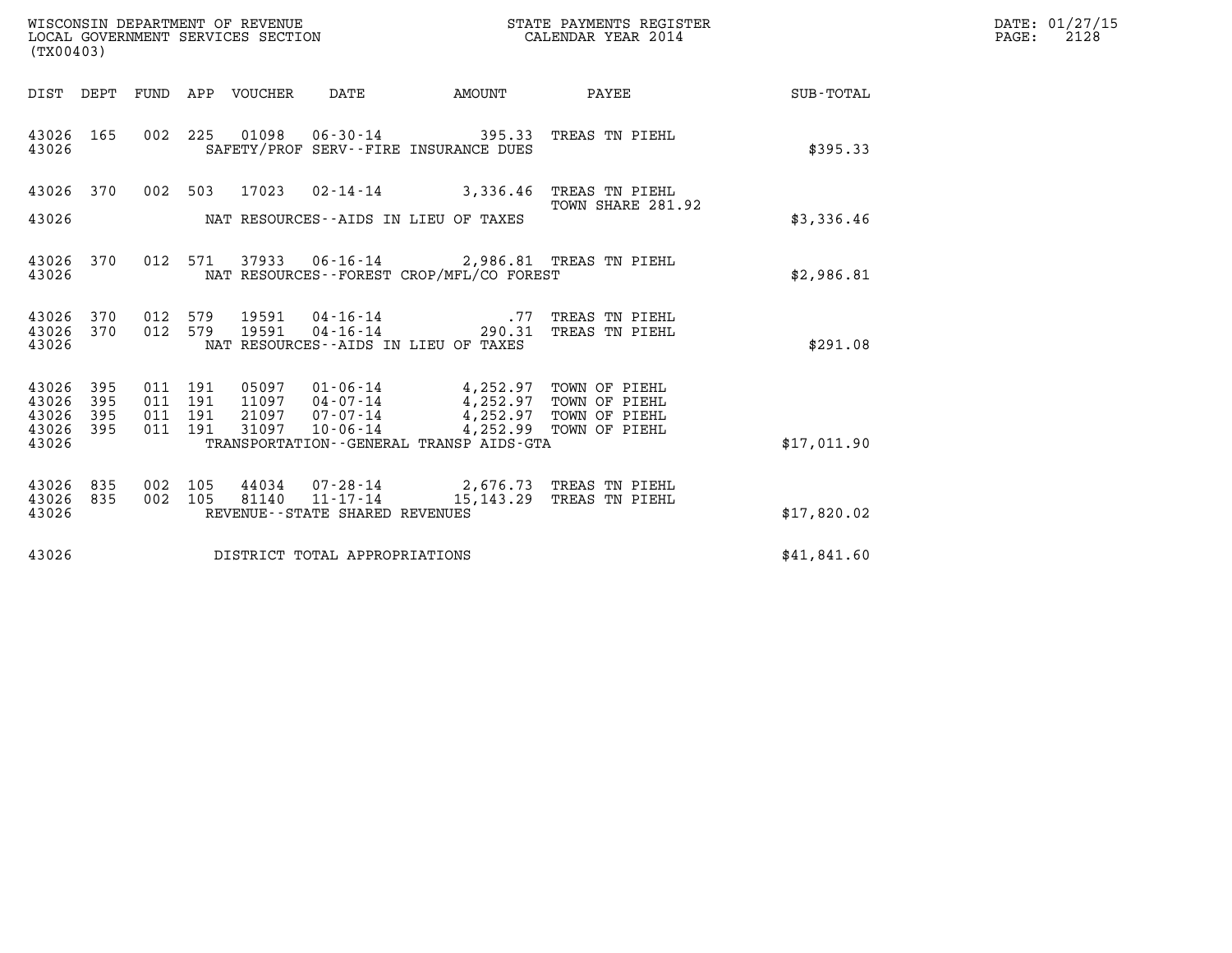WISCONSIN DEPARTMENT OF REVENUE
LOCAL GOVERNMENT SERVICES SECTION
(TX00403)

STATE PAYMENTS REGISTER
CALENDAR YEAR 2014

DATE: 01/27/15
PAGE: 2128

| DIST | DEPT | FUND | APP | VOUCHER | DATE | AMOUNT | PAYEE | SUB-TOTAL |
|---|---|---|---|---|---|---|---|---|
| 43026 | 165 | 002 | 225 | 01098 | 06-30-14 | 395.33 | TREAS TN PIEHL | |
| 43026 | | | | | SAFETY/PROF SERV--FIRE INSURANCE DUES | | | $395.33 |
| 43026 | 370 | 002 | 503 | 17023 | 02-14-14 | 3,336.46 | TREAS TN PIEHL TOWN SHARE 281.92 | |
| 43026 | | | | | NAT RESOURCES--AIDS IN LIEU OF TAXES | | | $3,336.46 |
| 43026 | 370 | 012 | 571 | 37933 | 06-16-14 | 2,986.81 | TREAS TN PIEHL | |
| 43026 | | | | | NAT RESOURCES--FOREST CROP/MFL/CO FOREST | | | $2,986.81 |
| 43026 | 370 | 012 | 579 | 19591 | 04-16-14 | .77 | TREAS TN PIEHL | |
| 43026 | 370 | 012 | 579 | 19591 | 04-16-14 | 290.31 | TREAS TN PIEHL | |
| 43026 | | | | | NAT RESOURCES--AIDS IN LIEU OF TAXES | | | $291.08 |
| 43026 | 395 | 011 | 191 | 05097 | 01-06-14 | 4,252.97 | TOWN OF PIEHL | |
| 43026 | 395 | 011 | 191 | 11097 | 04-07-14 | 4,252.97 | TOWN OF PIEHL | |
| 43026 | 395 | 011 | 191 | 21097 | 07-07-14 | 4,252.97 | TOWN OF PIEHL | |
| 43026 | 395 | 011 | 191 | 31097 | 10-06-14 | 4,252.99 | TOWN OF PIEHL | |
| 43026 | | | | | TRANSPORTATION--GENERAL TRANSP AIDS-GTA | | | $17,011.90 |
| 43026 | 835 | 002 | 105 | 44034 | 07-28-14 | 2,676.73 | TREAS TN PIEHL | |
| 43026 | 835 | 002 | 105 | 81140 | 11-17-14 | 15,143.29 | TREAS TN PIEHL | |
| 43026 | | | | | REVENUE--STATE SHARED REVENUES | | | $17,820.02 |
| 43026 | | | | | DISTRICT TOTAL APPROPRIATIONS | | | $41,841.60 |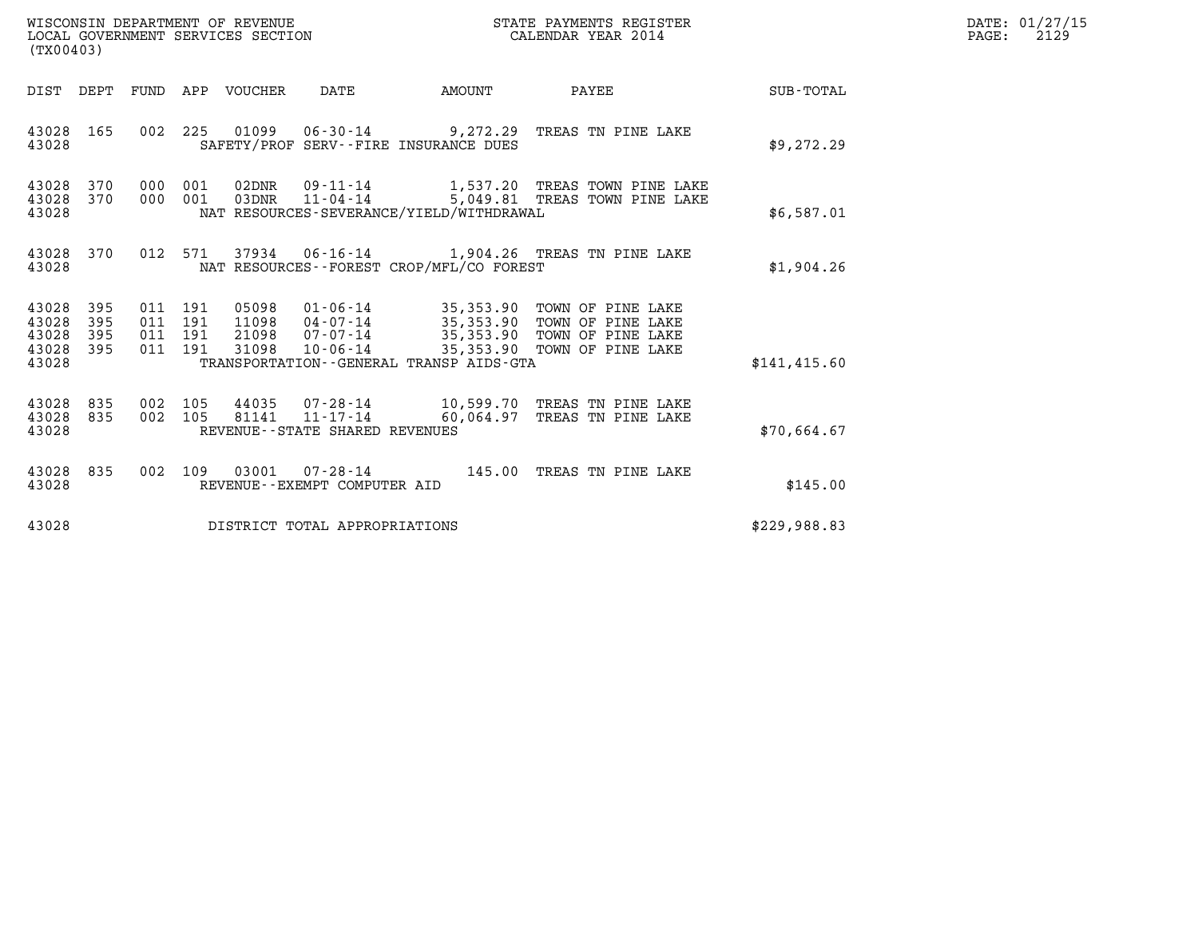WISCONSIN DEPARTMENT OF REVENUE
LOCAL GOVERNMENT SERVICES SECTION
(TX00403)

STATE PAYMENTS REGISTER
CALENDAR YEAR 2014

DATE: 01/27/15
PAGE: 2129

| DIST | DEPT | FUND | APP | VOUCHER | DATE | AMOUNT | PAYEE | SUB-TOTAL |
|---|---|---|---|---|---|---|---|---|
| 43028 | 165 | 002 | 225 | 01099 | 06-30-14 | 9,272.29 | TREAS TN PINE LAKE | |
| 43028 | | | | SAFETY/PROF SERV--FIRE INSURANCE DUES | | | | $9,272.29 |
| 43028 | 370 | 000 | 001 | 02DNR | 09-11-14 | 1,537.20 | TREAS TOWN PINE LAKE | |
| 43028 | 370 | 000 | 001 | 03DNR | 11-04-14 | 5,049.81 | TREAS TOWN PINE LAKE | |
| 43028 | | | | NAT RESOURCES-SEVERANCE/YIELD/WITHDRAWAL | | | | $6,587.01 |
| 43028 | 370 | 012 | 571 | 37934 | 06-16-14 | 1,904.26 | TREAS TN PINE LAKE | |
| 43028 | | | | NAT RESOURCES--FOREST CROP/MFL/CO FOREST | | | | $1,904.26 |
| 43028 | 395 | 011 | 191 | 05098 | 01-06-14 | 35,353.90 | TOWN OF PINE LAKE | |
| 43028 | 395 | 011 | 191 | 11098 | 04-07-14 | 35,353.90 | TOWN OF PINE LAKE | |
| 43028 | 395 | 011 | 191 | 21098 | 07-07-14 | 35,353.90 | TOWN OF PINE LAKE | |
| 43028 | 395 | 011 | 191 | 31098 | 10-06-14 | 35,353.90 | TOWN OF PINE LAKE | |
| 43028 | | | | TRANSPORTATION--GENERAL TRANSP AIDS-GTA | | | | $141,415.60 |
| 43028 | 835 | 002 | 105 | 44035 | 07-28-14 | 10,599.70 | TREAS TN PINE LAKE | |
| 43028 | 835 | 002 | 105 | 81141 | 11-17-14 | 60,064.97 | TREAS TN PINE LAKE | |
| 43028 | | | | REVENUE--STATE SHARED REVENUES | | | | $70,664.67 |
| 43028 | 835 | 002 | 109 | 03001 | 07-28-14 | 145.00 | TREAS TN PINE LAKE | |
| 43028 | | | | REVENUE--EXEMPT COMPUTER AID | | | | $145.00 |
| 43028 | | | | DISTRICT TOTAL APPROPRIATIONS | | | | $229,988.83 |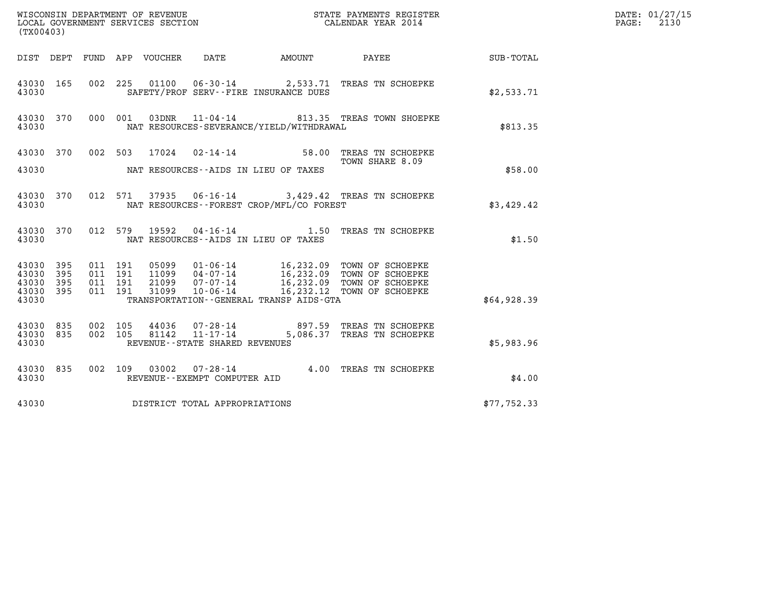WISCONSIN DEPARTMENT OF REVENUE
LOCAL GOVERNMENT SERVICES SECTION
(TX00403)

STATE PAYMENTS REGISTER
CALENDAR YEAR 2014

DATE: 01/27/15
PAGE: 2130

| DIST | DEPT | FUND | APP | VOUCHER | DATE | AMOUNT | PAYEE | SUB-TOTAL |
|---|---|---|---|---|---|---|---|---|
| 43030 | 165 | 002 | 225 | 01100 | 06-30-14 | 2,533.71 | TREAS TN SCHOEPKE | |
| 43030 | | | | | SAFETY/PROF SERV--FIRE INSURANCE DUES | | | $2,533.71 |
| 43030 | 370 | 000 | 001 | 03DNR | 11-04-14 | 813.35 | TREAS TOWN SHOEPKE | |
| 43030 | | | | | NAT RESOURCES-SEVERANCE/YIELD/WITHDRAWAL | | | $813.35 |
| 43030 | 370 | 002 | 503 | 17024 | 02-14-14 | 58.00 | TREAS TN SCHOEPKE<br>TOWN SHARE 8.09 | |
| 43030 | | | | | NAT RESOURCES--AIDS IN LIEU OF TAXES | | | $58.00 |
| 43030 | 370 | 012 | 571 | 37935 | 06-16-14 | 3,429.42 | TREAS TN SCHOEPKE | |
| 43030 | | | | | NAT RESOURCES--FOREST CROP/MFL/CO FOREST | | | $3,429.42 |
| 43030 | 370 | 012 | 579 | 19592 | 04-16-14 | 1.50 | TREAS TN SCHOEPKE | |
| 43030 | | | | | NAT RESOURCES--AIDS IN LIEU OF TAXES | | | $1.50 |
| 43030 | 395 | 011 | 191 | 05099 | 01-06-14 | 16,232.09 | TOWN OF SCHOEPKE | |
| 43030 | 395 | 011 | 191 | 11099 | 04-07-14 | 16,232.09 | TOWN OF SCHOEPKE | |
| 43030 | 395 | 011 | 191 | 21099 | 07-07-14 | 16,232.09 | TOWN OF SCHOEPKE | |
| 43030 | 395 | 011 | 191 | 31099 | 10-06-14 | 16,232.12 | TOWN OF SCHOEPKE | |
| 43030 | | | | | TRANSPORTATION--GENERAL TRANSP AIDS-GTA | | | $64,928.39 |
| 43030 | 835 | 002 | 105 | 44036 | 07-28-14 | 897.59 | TREAS TN SCHOEPKE | |
| 43030 | 835 | 002 | 105 | 81142 | 11-17-14 | 5,086.37 | TREAS TN SCHOEPKE | |
| 43030 | | | | | REVENUE--STATE SHARED REVENUES | | | $5,983.96 |
| 43030 | 835 | 002 | 109 | 03002 | 07-28-14 | 4.00 | TREAS TN SCHOEPKE | |
| 43030 | | | | | REVENUE--EXEMPT COMPUTER AID | | | $4.00 |
| 43030 | | | | | DISTRICT TOTAL APPROPRIATIONS | | | $77,752.33 |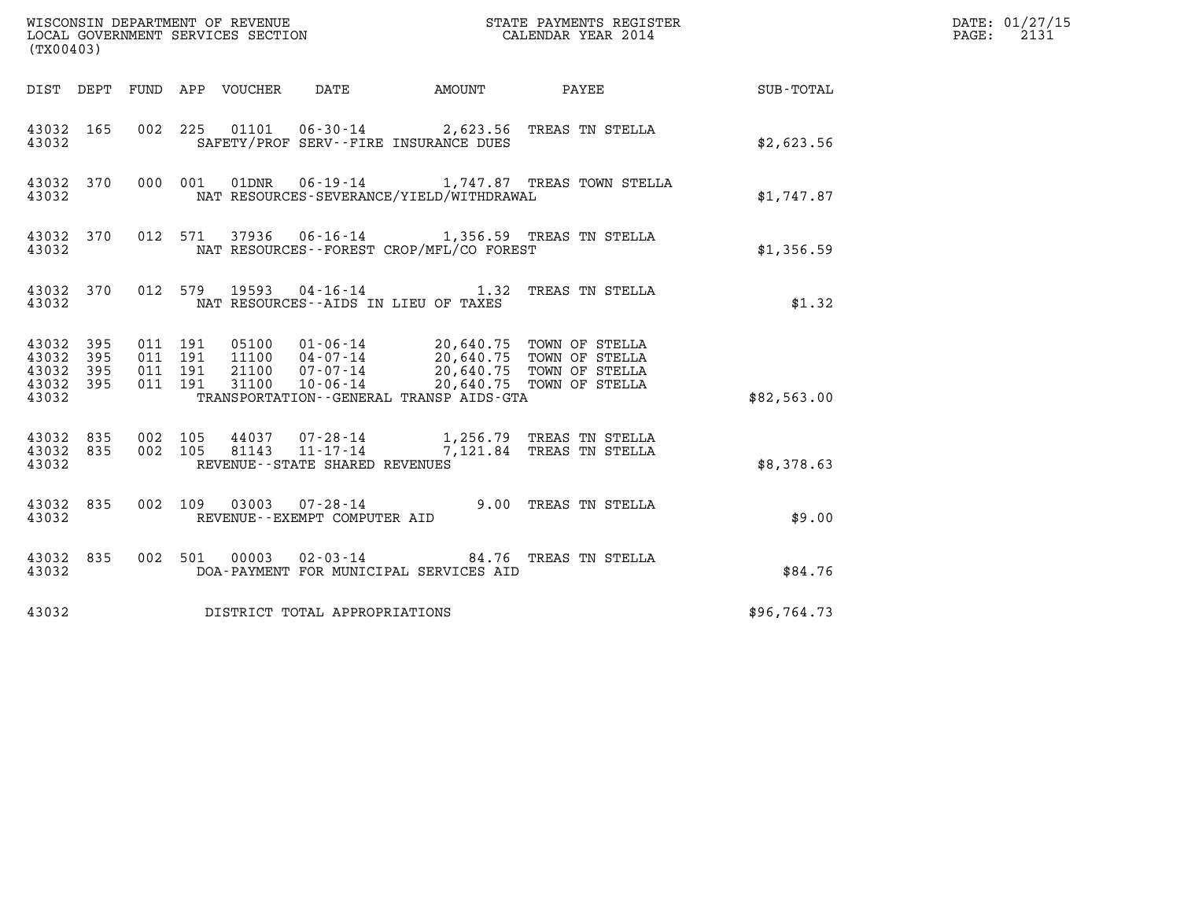WISCONSIN DEPARTMENT OF REVENUE
LOCAL GOVERNMENT SERVICES SECTION
(TX00403)

STATE PAYMENTS REGISTER
CALENDAR YEAR 2014

DATE: 01/27/15
PAGE: 2131

| DIST | DEPT | FUND | APP | VOUCHER | DATE | AMOUNT | PAYEE | SUB-TOTAL |
|---|---|---|---|---|---|---|---|---|
| 43032 | 165 | 002 | 225 | 01101 | 06-30-14 | 2,623.56 | TREAS TN STELLA | |
| 43032 | | | | | SAFETY/PROF SERV--FIRE INSURANCE DUES | | | $2,623.56 |
| 43032 | 370 | 000 | 001 | 01DNR | 06-19-14 | 1,747.87 | TREAS TOWN STELLA | |
| 43032 | | | | | NAT RESOURCES-SEVERANCE/YIELD/WITHDRAWAL | | | $1,747.87 |
| 43032 | 370 | 012 | 571 | 37936 | 06-16-14 | 1,356.59 | TREAS TN STELLA | |
| 43032 | | | | | NAT RESOURCES--FOREST CROP/MFL/CO FOREST | | | $1,356.59 |
| 43032 | 370 | 012 | 579 | 19593 | 04-16-14 | 1.32 | TREAS TN STELLA | |
| 43032 | | | | | NAT RESOURCES--AIDS IN LIEU OF TAXES | | | $1.32 |
| 43032 | 395 | 011 | 191 | 05100 | 01-06-14 | 20,640.75 | TOWN OF STELLA | |
| 43032 | 395 | 011 | 191 | 11100 | 04-07-14 | 20,640.75 | TOWN OF STELLA | |
| 43032 | 395 | 011 | 191 | 21100 | 07-07-14 | 20,640.75 | TOWN OF STELLA | |
| 43032 | 395 | 011 | 191 | 31100 | 10-06-14 | 20,640.75 | TOWN OF STELLA | |
| 43032 | | | | | TRANSPORTATION--GENERAL TRANSP AIDS-GTA | | | $82,563.00 |
| 43032 | 835 | 002 | 105 | 44037 | 07-28-14 | 1,256.79 | TREAS TN STELLA | |
| 43032 | 835 | 002 | 105 | 81143 | 11-17-14 | 7,121.84 | TREAS TN STELLA | |
| 43032 | | | | | REVENUE--STATE SHARED REVENUES | | | $8,378.63 |
| 43032 | 835 | 002 | 109 | 03003 | 07-28-14 | 9.00 | TREAS TN STELLA | |
| 43032 | | | | | REVENUE--EXEMPT COMPUTER AID | | | $9.00 |
| 43032 | 835 | 002 | 501 | 00003 | 02-03-14 | 84.76 | TREAS TN STELLA | |
| 43032 | | | | | DOA-PAYMENT FOR MUNICIPAL SERVICES AID | | | $84.76 |
| 43032 | | | | | DISTRICT TOTAL APPROPRIATIONS | | | $96,764.73 |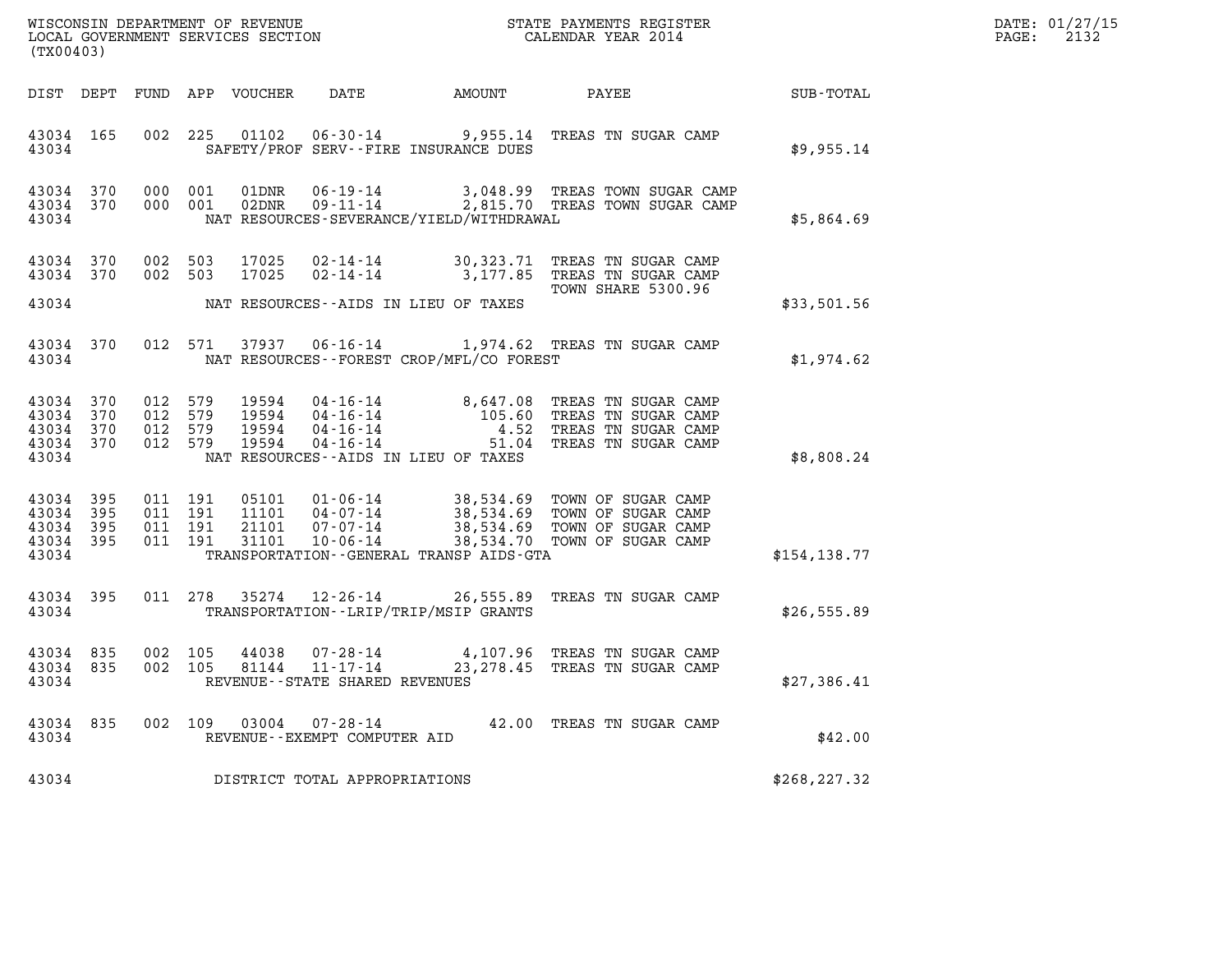WISCONSIN DEPARTMENT OF REVENUE
LOCAL GOVERNMENT SERVICES SECTION
(TX00403)

STATE PAYMENTS REGISTER
CALENDAR YEAR 2014

DATE: 01/27/15
PAGE: 2132

| DIST | DEPT | FUND | APP | VOUCHER | DATE | AMOUNT | PAYEE | SUB-TOTAL |
|---|---|---|---|---|---|---|---|---|
| 43034 | 165 | 002 | 225 | 01102 | 06-30-14 | 9,955.14 | TREAS TN SUGAR CAMP | |
| 43034 | | | | | SAFETY/PROF SERV--FIRE INSURANCE DUES | | | $9,955.14 |
| 43034 | 370 | 000 | 001 | 01DNR | 06-19-14 | 3,048.99 | TREAS TOWN SUGAR CAMP | |
| 43034 | 370 | 000 | 001 | 02DNR | 09-11-14 | 2,815.70 | TREAS TOWN SUGAR CAMP | |
| 43034 | | | | | NAT RESOURCES-SEVERANCE/YIELD/WITHDRAWAL | | | $5,864.69 |
| 43034 | 370 | 002 | 503 | 17025 | 02-14-14 | 30,323.71 | TREAS TN SUGAR CAMP | |
| 43034 | 370 | 002 | 503 | 17025 | 02-14-14 | 3,177.85 | TREAS TN SUGAR CAMP TOWN SHARE 5300.96 | |
| 43034 | | | | | NAT RESOURCES--AIDS IN LIEU OF TAXES | | | $33,501.56 |
| 43034 | 370 | 012 | 571 | 37937 | 06-16-14 | 1,974.62 | TREAS TN SUGAR CAMP | |
| 43034 | | | | | NAT RESOURCES--FOREST CROP/MFL/CO FOREST | | | $1,974.62 |
| 43034 | 370 | 012 | 579 | 19594 | 04-16-14 | 8,647.08 | TREAS TN SUGAR CAMP | |
| 43034 | 370 | 012 | 579 | 19594 | 04-16-14 | 105.60 | TREAS TN SUGAR CAMP | |
| 43034 | 370 | 012 | 579 | 19594 | 04-16-14 | 4.52 | TREAS TN SUGAR CAMP | |
| 43034 | 370 | 012 | 579 | 19594 | 04-16-14 | 51.04 | TREAS TN SUGAR CAMP | |
| 43034 | | | | | NAT RESOURCES--AIDS IN LIEU OF TAXES | | | $8,808.24 |
| 43034 | 395 | 011 | 191 | 05101 | 01-06-14 | 38,534.69 | TOWN OF SUGAR CAMP | |
| 43034 | 395 | 011 | 191 | 11101 | 04-07-14 | 38,534.69 | TOWN OF SUGAR CAMP | |
| 43034 | 395 | 011 | 191 | 21101 | 07-07-14 | 38,534.69 | TOWN OF SUGAR CAMP | |
| 43034 | 395 | 011 | 191 | 31101 | 10-06-14 | 38,534.70 | TOWN OF SUGAR CAMP | |
| 43034 | | | | | TRANSPORTATION--GENERAL TRANSP AIDS-GTA | | | $154,138.77 |
| 43034 | 395 | 011 | 278 | 35274 | 12-26-14 | 26,555.89 | TREAS TN SUGAR CAMP | |
| 43034 | | | | | TRANSPORTATION--LRIP/TRIP/MSIP GRANTS | | | $26,555.89 |
| 43034 | 835 | 002 | 105 | 44038 | 07-28-14 | 4,107.96 | TREAS TN SUGAR CAMP | |
| 43034 | 835 | 002 | 105 | 81144 | 11-17-14 | 23,278.45 | TREAS TN SUGAR CAMP | |
| 43034 | | | | | REVENUE--STATE SHARED REVENUES | | | $27,386.41 |
| 43034 | 835 | 002 | 109 | 03004 | 07-28-14 | 42.00 | TREAS TN SUGAR CAMP | |
| 43034 | | | | | REVENUE--EXEMPT COMPUTER AID | | | $42.00 |
| 43034 | | | | | DISTRICT TOTAL APPROPRIATIONS | | | $268,227.32 |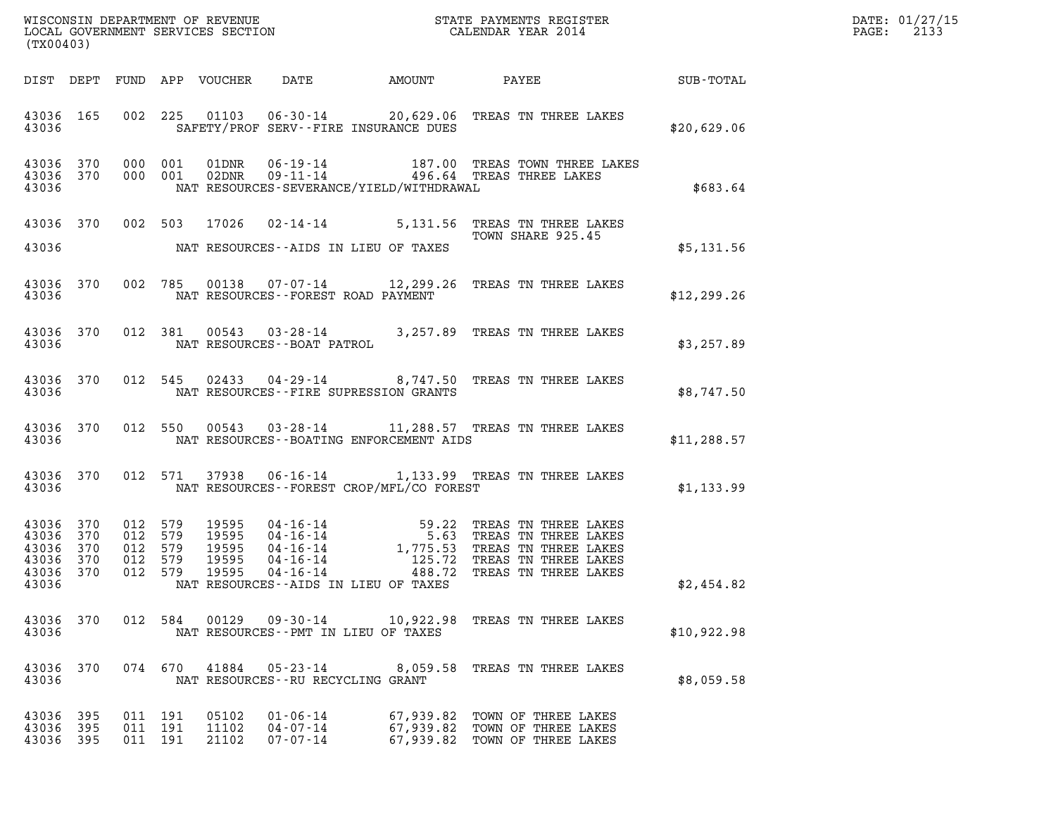WISCONSIN DEPARTMENT OF REVENUE
LOCAL GOVERNMENT SERVICES SECTION
(TX00403)

STATE PAYMENTS REGISTER
CALENDAR YEAR 2014

DATE: 01/27/15
PAGE: 2133

| DIST | DEPT | FUND | APP | VOUCHER | DATE | AMOUNT | PAYEE | SUB-TOTAL |
|---|---|---|---|---|---|---|---|---|
| 43036 | 165 | 002 | 225 | 01103 | 06-30-14 | 20,629.06 | TREAS TN THREE LAKES | |
| 43036 | | | | | SAFETY/PROF SERV--FIRE INSURANCE DUES | | | $20,629.06 |
| 43036 | 370 | 000 | 001 | 01DNR | 06-19-14 | 187.00 | TREAS TOWN THREE LAKES | |
| 43036 | 370 | 000 | 001 | 02DNR | 09-11-14 | 496.64 | TREAS THREE LAKES | |
| 43036 | | | | | NAT RESOURCES-SEVERANCE/YIELD/WITHDRAWAL | | | $683.64 |
| 43036 | 370 | 002 | 503 | 17026 | 02-14-14 | 5,131.56 | TREAS TN THREE LAKES TOWN SHARE 925.45 | |
| 43036 | | | | | NAT RESOURCES--AIDS IN LIEU OF TAXES | | | $5,131.56 |
| 43036 | 370 | 002 | 785 | 00138 | 07-07-14 | 12,299.26 | TREAS TN THREE LAKES | |
| 43036 | | | | | NAT RESOURCES--FOREST ROAD PAYMENT | | | $12,299.26 |
| 43036 | 370 | 012 | 381 | 00543 | 03-28-14 | 3,257.89 | TREAS TN THREE LAKES | |
| 43036 | | | | | NAT RESOURCES--BOAT PATROL | | | $3,257.89 |
| 43036 | 370 | 012 | 545 | 02433 | 04-29-14 | 8,747.50 | TREAS TN THREE LAKES | |
| 43036 | | | | | NAT RESOURCES--FIRE SUPRESSION GRANTS | | | $8,747.50 |
| 43036 | 370 | 012 | 550 | 00543 | 03-28-14 | 11,288.57 | TREAS TN THREE LAKES | |
| 43036 | | | | | NAT RESOURCES--BOATING ENFORCEMENT AIDS | | | $11,288.57 |
| 43036 | 370 | 012 | 571 | 37938 | 06-16-14 | 1,133.99 | TREAS TN THREE LAKES | |
| 43036 | | | | | NAT RESOURCES--FOREST CROP/MFL/CO FOREST | | | $1,133.99 |
| 43036 | 370 | 012 | 579 | 19595 | 04-16-14 | 59.22 | TREAS TN THREE LAKES | |
| 43036 | 370 | 012 | 579 | 19595 | 04-16-14 | 5.63 | TREAS TN THREE LAKES | |
| 43036 | 370 | 012 | 579 | 19595 | 04-16-14 | 1,775.53 | TREAS TN THREE LAKES | |
| 43036 | 370 | 012 | 579 | 19595 | 04-16-14 | 125.72 | TREAS TN THREE LAKES | |
| 43036 | 370 | 012 | 579 | 19595 | 04-16-14 | 488.72 | TREAS TN THREE LAKES | |
| 43036 | | | | | NAT RESOURCES--AIDS IN LIEU OF TAXES | | | $2,454.82 |
| 43036 | 370 | 012 | 584 | 00129 | 09-30-14 | 10,922.98 | TREAS TN THREE LAKES | |
| 43036 | | | | | NAT RESOURCES--PMT IN LIEU OF TAXES | | | $10,922.98 |
| 43036 | 370 | 074 | 670 | 41884 | 05-23-14 | 8,059.58 | TREAS TN THREE LAKES | |
| 43036 | | | | | NAT RESOURCES--RU RECYCLING GRANT | | | $8,059.58 |
| 43036 | 395 | 011 | 191 | 05102 | 01-06-14 | 67,939.82 | TOWN OF THREE LAKES | |
| 43036 | 395 | 011 | 191 | 11102 | 04-07-14 | 67,939.82 | TOWN OF THREE LAKES | |
| 43036 | 395 | 011 | 191 | 21102 | 07-07-14 | 67,939.82 | TOWN OF THREE LAKES | |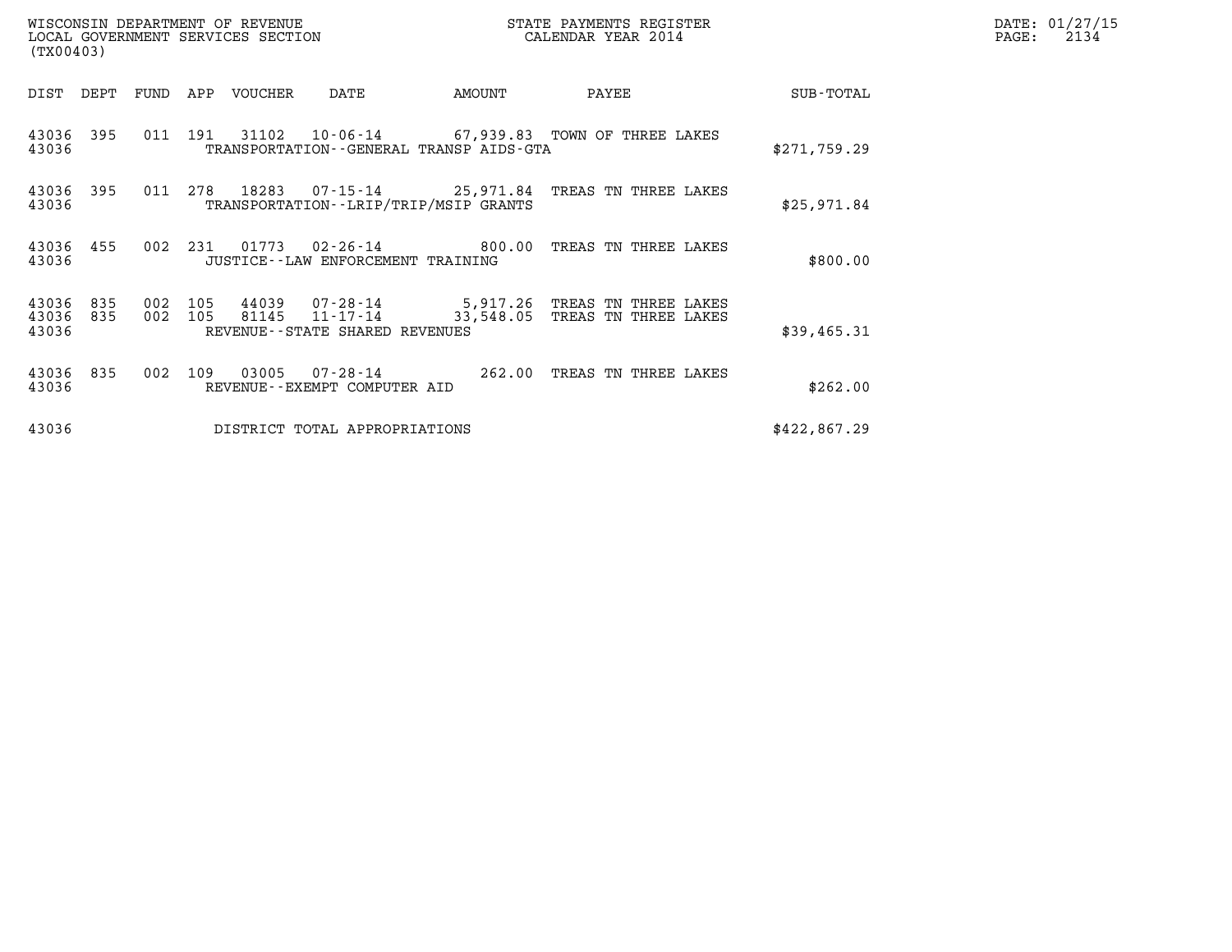WISCONSIN DEPARTMENT OF REVENUE
LOCAL GOVERNMENT SERVICES SECTION
(TX00403)

STATE PAYMENTS REGISTER
CALENDAR YEAR 2014

DATE: 01/27/15
PAGE: 2134

| DIST | DEPT | FUND | APP | VOUCHER | DATE | AMOUNT | PAYEE | SUB-TOTAL |
|---|---|---|---|---|---|---|---|---|
| 43036 | 395 | 011 | 191 | 31102 | 10-06-14 | 67,939.83 | TOWN OF THREE LAKES | |
| 43036 | | | | TRANSPORTATION--GENERAL TRANSP AIDS-GTA | | | | $271,759.29 |
| 43036 | 395 | 011 | 278 | 18283 | 07-15-14 | 25,971.84 | TREAS TN THREE LAKES | |
| 43036 | | | | TRANSPORTATION--LRIP/TRIP/MSIP GRANTS | | | | $25,971.84 |
| 43036 | 455 | 002 | 231 | 01773 | 02-26-14 | 800.00 | TREAS TN THREE LAKES | |
| 43036 | | | | JUSTICE--LAW ENFORCEMENT TRAINING | | | | $800.00 |
| 43036 | 835 | 002 | 105 | 44039 | 07-28-14 | 5,917.26 | TREAS TN THREE LAKES | |
| 43036 | 835 | 002 | 105 | 81145 | 11-17-14 | 33,548.05 | TREAS TN THREE LAKES | |
| 43036 | | | | REVENUE--STATE SHARED REVENUES | | | | $39,465.31 |
| 43036 | 835 | 002 | 109 | 03005 | 07-28-14 | 262.00 | TREAS TN THREE LAKES | |
| 43036 | | | | REVENUE--EXEMPT COMPUTER AID | | | | $262.00 |
| 43036 | | | | DISTRICT TOTAL APPROPRIATIONS | | | | $422,867.29 |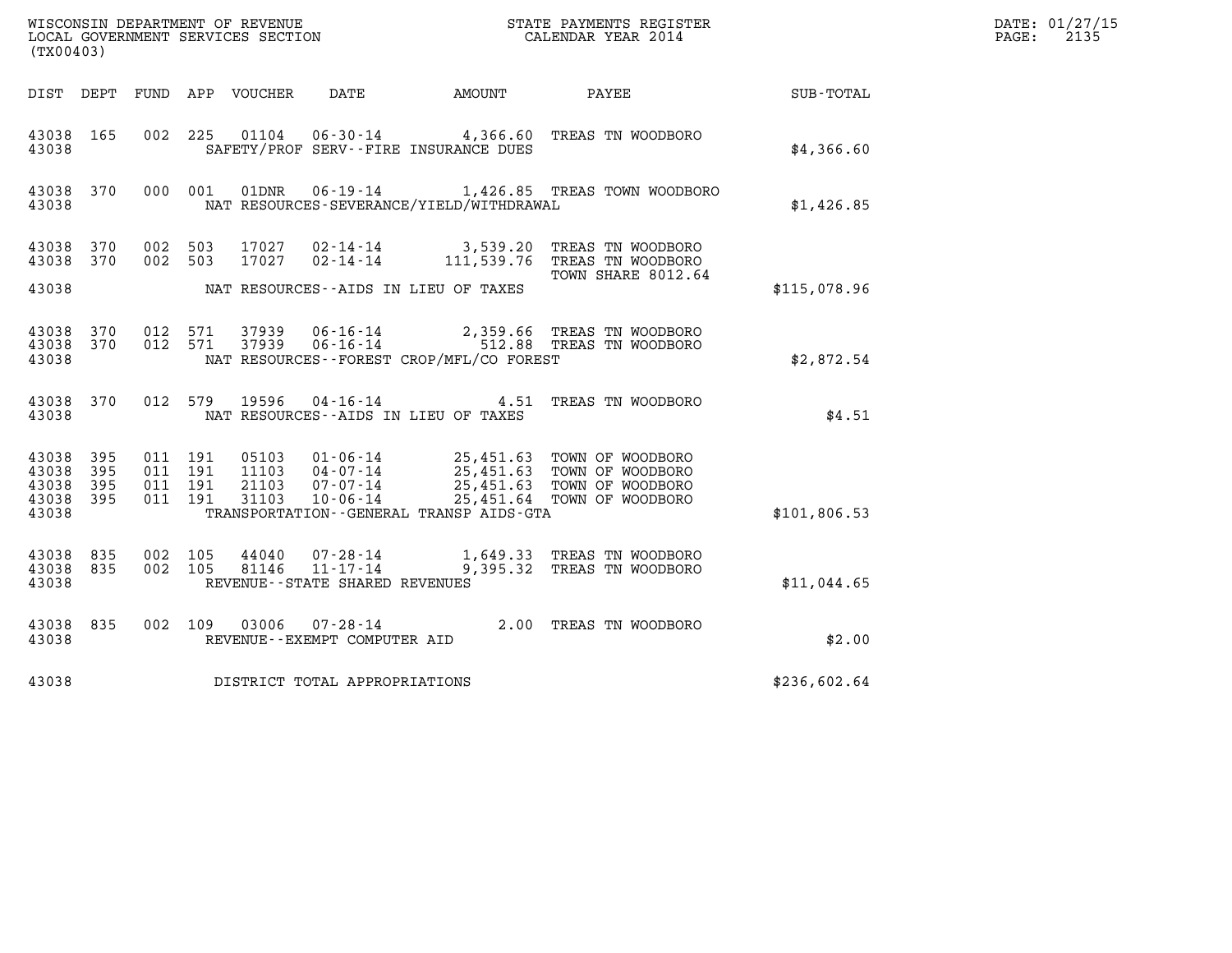WISCONSIN DEPARTMENT OF REVENUE
LOCAL GOVERNMENT SERVICES SECTION
(TX00403)

STATE PAYMENTS REGISTER
CALENDAR YEAR 2014

DATE: 01/27/15
PAGE: 2135

| DIST | DEPT | FUND | APP | VOUCHER | DATE | AMOUNT | PAYEE | SUB-TOTAL |
|---|---|---|---|---|---|---|---|---|
| 43038 | 165 | 002 | 225 | 01104 | 06-30-14 | 4,366.60 | TREAS TN WOODBORO | |
| 43038 | | | | | SAFETY/PROF SERV--FIRE INSURANCE DUES | | | $4,366.60 |
| 43038 | 370 | 000 | 001 | 01DNR | 06-19-14 | 1,426.85 | TREAS TOWN WOODBORO | |
| 43038 | | | | | NAT RESOURCES-SEVERANCE/YIELD/WITHDRAWAL | | | $1,426.85 |
| 43038 | 370 | 002 | 503 | 17027 | 02-14-14 | 3,539.20 | TREAS TN WOODBORO | |
| 43038 | 370 | 002 | 503 | 17027 | 02-14-14 | 111,539.76 | TREAS TN WOODBORO TOWN SHARE 8012.64 | |
| 43038 | | | | | NAT RESOURCES--AIDS IN LIEU OF TAXES | | | $115,078.96 |
| 43038 | 370 | 012 | 571 | 37939 | 06-16-14 | 2,359.66 | TREAS TN WOODBORO | |
| 43038 | 370 | 012 | 571 | 37939 | 06-16-14 | 512.88 | TREAS TN WOODBORO | |
| 43038 | | | | | NAT RESOURCES--FOREST CROP/MFL/CO FOREST | | | $2,872.54 |
| 43038 | 370 | 012 | 579 | 19596 | 04-16-14 | 4.51 | TREAS TN WOODBORO | |
| 43038 | | | | | NAT RESOURCES--AIDS IN LIEU OF TAXES | | | $4.51 |
| 43038 | 395 | 011 | 191 | 05103 | 01-06-14 | 25,451.63 | TOWN OF WOODBORO | |
| 43038 | 395 | 011 | 191 | 11103 | 04-07-14 | 25,451.63 | TOWN OF WOODBORO | |
| 43038 | 395 | 011 | 191 | 21103 | 07-07-14 | 25,451.63 | TOWN OF WOODBORO | |
| 43038 | 395 | 011 | 191 | 31103 | 10-06-14 | 25,451.64 | TOWN OF WOODBORO | |
| 43038 | | | | | TRANSPORTATION--GENERAL TRANSP AIDS-GTA | | | $101,806.53 |
| 43038 | 835 | 002 | 105 | 44040 | 07-28-14 | 1,649.33 | TREAS TN WOODBORO | |
| 43038 | 835 | 002 | 105 | 81146 | 11-17-14 | 9,395.32 | TREAS TN WOODBORO | |
| 43038 | | | | | REVENUE--STATE SHARED REVENUES | | | $11,044.65 |
| 43038 | 835 | 002 | 109 | 03006 | 07-28-14 | 2.00 | TREAS TN WOODBORO | |
| 43038 | | | | | REVENUE--EXEMPT COMPUTER AID | | | $2.00 |
| 43038 | | | | | DISTRICT TOTAL APPROPRIATIONS | | | $236,602.64 |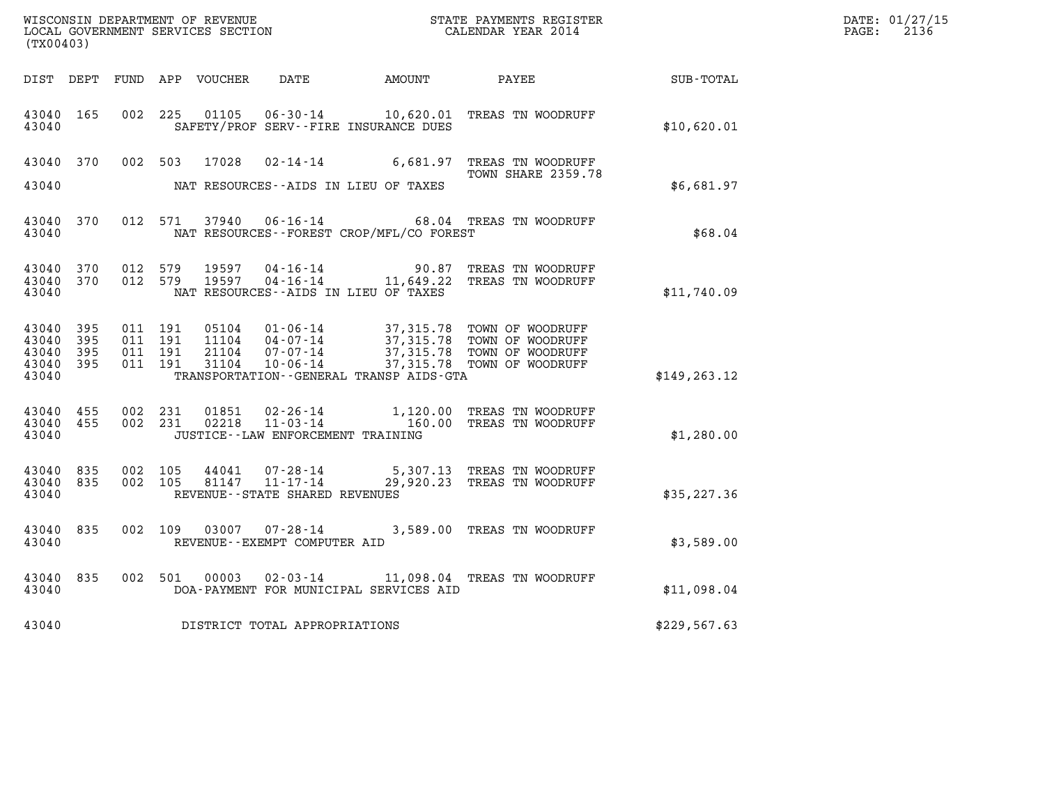WISCONSIN DEPARTMENT OF REVENUE
LOCAL GOVERNMENT SERVICES SECTION
(TX00403)

STATE PAYMENTS REGISTER
CALENDAR YEAR 2014

DATE: 01/27/15
PAGE: 2136

| DIST | DEPT | FUND | APP | VOUCHER | DATE | AMOUNT | PAYEE | SUB-TOTAL |
|---|---|---|---|---|---|---|---|---|
| 43040 | 165 | 002 | 225 | 01105 | 06-30-14 | 10,620.01 | TREAS TN WOODRUFF | |
| 43040 | | | | | SAFETY/PROF SERV--FIRE INSURANCE DUES | | | $10,620.01 |
| 43040 | 370 | 002 | 503 | 17028 | 02-14-14 | 6,681.97 | TREAS TN WOODRUFF TOWN SHARE 2359.78 | |
| 43040 | | | | | NAT RESOURCES--AIDS IN LIEU OF TAXES | | | $6,681.97 |
| 43040 | 370 | 012 | 571 | 37940 | 06-16-14 | 68.04 | TREAS TN WOODRUFF | |
| 43040 | | | | | NAT RESOURCES--FOREST CROP/MFL/CO FOREST | | | $68.04 |
| 43040 | 370 | 012 | 579 | 19597 | 04-16-14 | 90.87 | TREAS TN WOODRUFF | |
| 43040 | 370 | 012 | 579 | 19597 | 04-16-14 | 11,649.22 | TREAS TN WOODRUFF | |
| 43040 | | | | | NAT RESOURCES--AIDS IN LIEU OF TAXES | | | $11,740.09 |
| 43040 | 395 | 011 | 191 | 05104 | 01-06-14 | 37,315.78 | TOWN OF WOODRUFF | |
| 43040 | 395 | 011 | 191 | 11104 | 04-07-14 | 37,315.78 | TOWN OF WOODRUFF | |
| 43040 | 395 | 011 | 191 | 21104 | 07-07-14 | 37,315.78 | TOWN OF WOODRUFF | |
| 43040 | 395 | 011 | 191 | 31104 | 10-06-14 | 37,315.78 | TOWN OF WOODRUFF | |
| 43040 | | | | | TRANSPORTATION--GENERAL TRANSP AIDS-GTA | | | $149,263.12 |
| 43040 | 455 | 002 | 231 | 01851 | 02-26-14 | 1,120.00 | TREAS TN WOODRUFF | |
| 43040 | 455 | 002 | 231 | 02218 | 11-03-14 | 160.00 | TREAS TN WOODRUFF | |
| 43040 | | | | | JUSTICE--LAW ENFORCEMENT TRAINING | | | $1,280.00 |
| 43040 | 835 | 002 | 105 | 44041 | 07-28-14 | 5,307.13 | TREAS TN WOODRUFF | |
| 43040 | 835 | 002 | 105 | 81147 | 11-17-14 | 29,920.23 | TREAS TN WOODRUFF | |
| 43040 | | | | | REVENUE--STATE SHARED REVENUES | | | $35,227.36 |
| 43040 | 835 | 002 | 109 | 03007 | 07-28-14 | 3,589.00 | TREAS TN WOODRUFF | |
| 43040 | | | | | REVENUE--EXEMPT COMPUTER AID | | | $3,589.00 |
| 43040 | 835 | 002 | 501 | 00003 | 02-03-14 | 11,098.04 | TREAS TN WOODRUFF | |
| 43040 | | | | | DOA-PAYMENT FOR MUNICIPAL SERVICES AID | | | $11,098.04 |
| 43040 | | | | | DISTRICT TOTAL APPROPRIATIONS | | | $229,567.63 |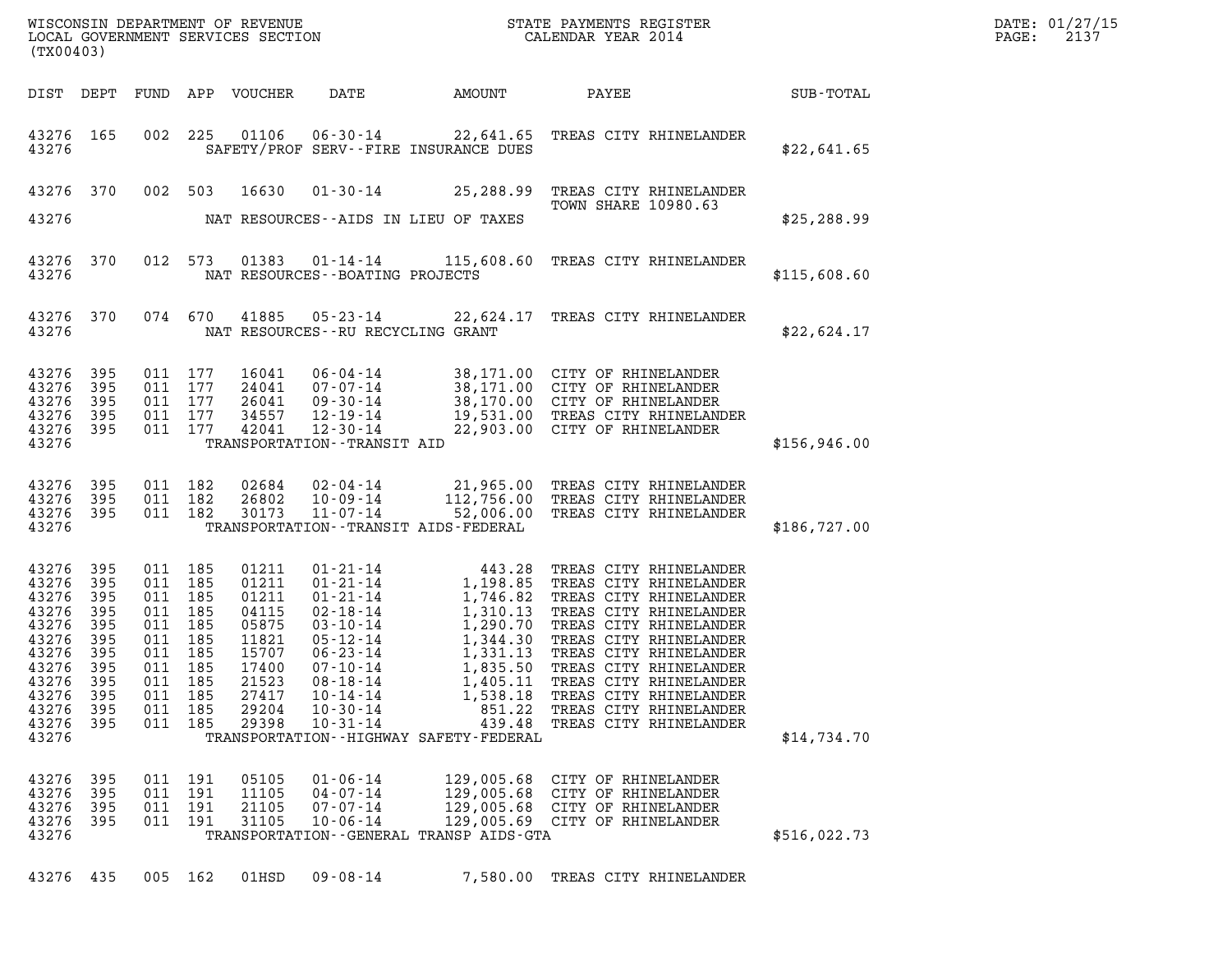WISCONSIN DEPARTMENT OF REVENUE
LOCAL GOVERNMENT SERVICES SECTION
(TX00403)

STATE PAYMENTS REGISTER
CALENDAR YEAR 2014

DATE: 01/27/15
PAGE: 2137

| DIST | DEPT | FUND | APP | VOUCHER | DATE | AMOUNT | PAYEE | SUB-TOTAL |
|---|---|---|---|---|---|---|---|---|
| 43276 | 165 | 002 | 225 | 01106 | 06-30-14 | 22,641.65 | TREAS CITY RHINELANDER | |
| 43276 | | | | | SAFETY/PROF SERV--FIRE INSURANCE DUES | | | $22,641.65 |
| 43276 | 370 | 002 | 503 | 16630 | 01-30-14 | 25,288.99 | TREAS CITY RHINELANDER TOWN SHARE 10980.63 | |
| 43276 | | | | | NAT RESOURCES--AIDS IN LIEU OF TAXES | | | $25,288.99 |
| 43276 | 370 | 012 | 573 | 01383 | 01-14-14 | 115,608.60 | TREAS CITY RHINELANDER | |
| 43276 | | | | | NAT RESOURCES--BOATING PROJECTS | | | $115,608.60 |
| 43276 | 370 | 074 | 670 | 41885 | 05-23-14 | 22,624.17 | TREAS CITY RHINELANDER | |
| 43276 | | | | | NAT RESOURCES--RU RECYCLING GRANT | | | $22,624.17 |
| 43276 | 395 | 011 | 177 | 16041 | 06-04-14 | 38,171.00 | CITY OF RHINELANDER | |
| 43276 | 395 | 011 | 177 | 24041 | 07-07-14 | 38,171.00 | CITY OF RHINELANDER | |
| 43276 | 395 | 011 | 177 | 26041 | 09-30-14 | 38,170.00 | CITY OF RHINELANDER | |
| 43276 | 395 | 011 | 177 | 34557 | 12-19-14 | 19,531.00 | TREAS CITY RHINELANDER | |
| 43276 | 395 | 011 | 177 | 42041 | 12-30-14 | 22,903.00 | CITY OF RHINELANDER | |
| 43276 | | | | | TRANSPORTATION--TRANSIT AID | | | $156,946.00 |
| 43276 | 395 | 011 | 182 | 02684 | 02-04-14 | 21,965.00 | TREAS CITY RHINELANDER | |
| 43276 | 395 | 011 | 182 | 26802 | 10-09-14 | 112,756.00 | TREAS CITY RHINELANDER | |
| 43276 | 395 | 011 | 182 | 30173 | 11-07-14 | 52,006.00 | TREAS CITY RHINELANDER | |
| 43276 | | | | | TRANSPORTATION--TRANSIT AIDS-FEDERAL | | | $186,727.00 |
| 43276 | 395 | 011 | 185 | 01211 | 01-21-14 | 443.28 | TREAS CITY RHINELANDER | |
| 43276 | 395 | 011 | 185 | 01211 | 01-21-14 | 1,198.85 | TREAS CITY RHINELANDER | |
| 43276 | 395 | 011 | 185 | 01211 | 01-21-14 | 1,746.82 | TREAS CITY RHINELANDER | |
| 43276 | 395 | 011 | 185 | 04115 | 02-18-14 | 1,310.13 | TREAS CITY RHINELANDER | |
| 43276 | 395 | 011 | 185 | 05875 | 03-10-14 | 1,290.70 | TREAS CITY RHINELANDER | |
| 43276 | 395 | 011 | 185 | 11821 | 05-12-14 | 1,344.30 | TREAS CITY RHINELANDER | |
| 43276 | 395 | 011 | 185 | 15707 | 06-23-14 | 1,331.13 | TREAS CITY RHINELANDER | |
| 43276 | 395 | 011 | 185 | 17400 | 07-10-14 | 1,835.50 | TREAS CITY RHINELANDER | |
| 43276 | 395 | 011 | 185 | 21523 | 08-18-14 | 1,405.11 | TREAS CITY RHINELANDER | |
| 43276 | 395 | 011 | 185 | 27417 | 10-14-14 | 1,538.18 | TREAS CITY RHINELANDER | |
| 43276 | 395 | 011 | 185 | 29204 | 10-30-14 | 851.22 | TREAS CITY RHINELANDER | |
| 43276 | 395 | 011 | 185 | 29398 | 10-31-14 | 439.48 | TREAS CITY RHINELANDER | |
| 43276 | | | | | TRANSPORTATION--HIGHWAY SAFETY-FEDERAL | | | $14,734.70 |
| 43276 | 395 | 011 | 191 | 05105 | 01-06-14 | 129,005.68 | CITY OF RHINELANDER | |
| 43276 | 395 | 011 | 191 | 11105 | 04-07-14 | 129,005.68 | CITY OF RHINELANDER | |
| 43276 | 395 | 011 | 191 | 21105 | 07-07-14 | 129,005.68 | CITY OF RHINELANDER | |
| 43276 | 395 | 011 | 191 | 31105 | 10-06-14 | 129,005.69 | CITY OF RHINELANDER | |
| 43276 | | | | | TRANSPORTATION--GENERAL TRANSP AIDS-GTA | | | $516,022.73 |
| 43276 | 435 | 005 | 162 | 01HSD | 09-08-14 | 7,580.00 | TREAS CITY RHINELANDER | |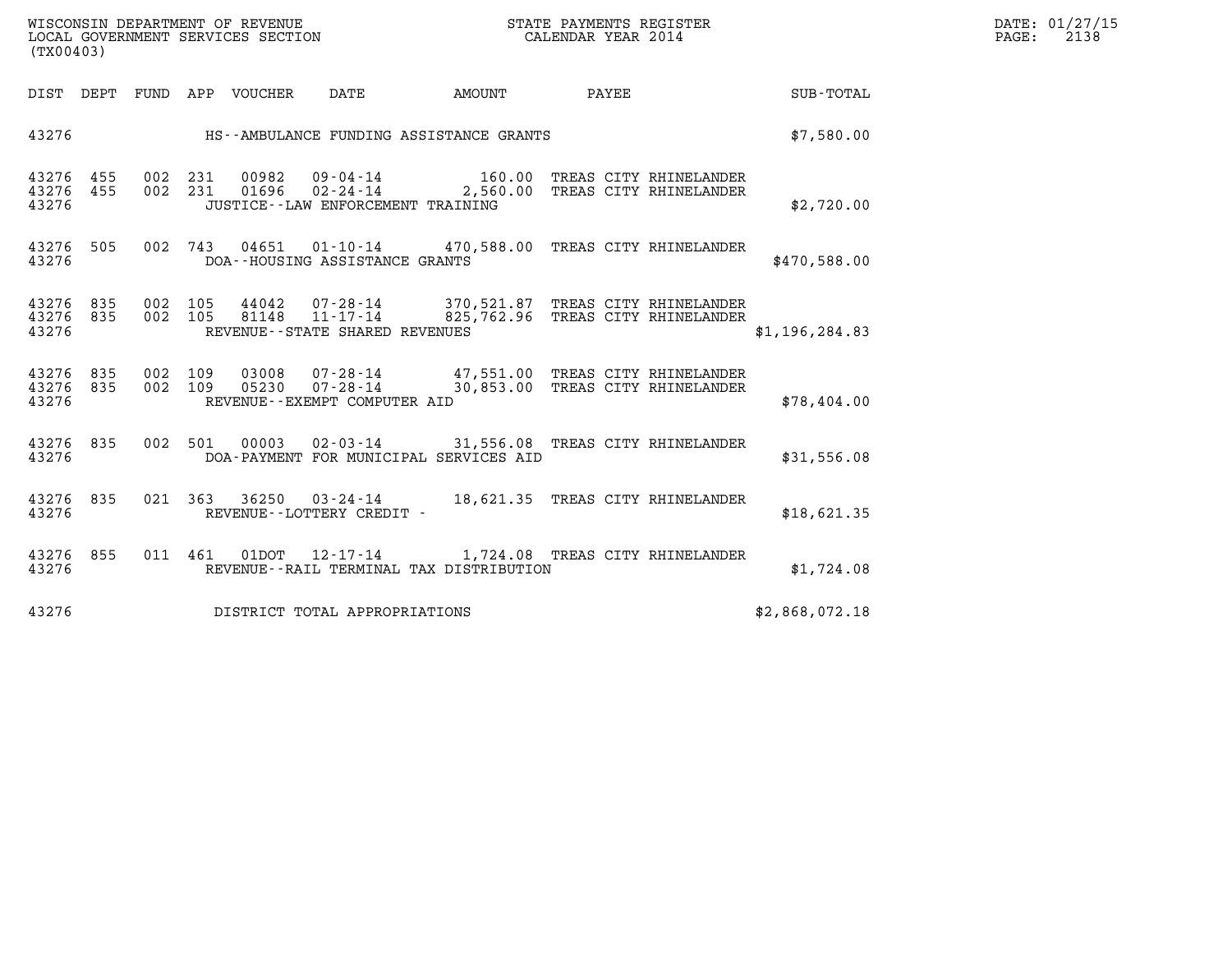WISCONSIN DEPARTMENT OF REVENUE
LOCAL GOVERNMENT SERVICES SECTION
(TX00403)

STATE PAYMENTS REGISTER
CALENDAR YEAR 2014

DATE: 01/27/15
PAGE: 2138

| DIST | DEPT | FUND | APP | VOUCHER | DATE | AMOUNT | PAYEE | SUB-TOTAL |
|---|---|---|---|---|---|---|---|---|
| 43276 | | | | | HS--AMBULANCE FUNDING ASSISTANCE GRANTS | | | $7,580.00 |
| 43276 | 455 | 002 | 231 | 00982 | 09-04-14 | 160.00 | TREAS CITY RHINELANDER | |
| 43276 | 455 | 002 | 231 | 01696 | 02-24-14 | 2,560.00 | TREAS CITY RHINELANDER | |
| 43276 | | | | | JUSTICE--LAW ENFORCEMENT TRAINING | | | $2,720.00 |
| 43276 | 505 | 002 | 743 | 04651 | 01-10-14 | 470,588.00 | TREAS CITY RHINELANDER | |
| 43276 | | | | | DOA--HOUSING ASSISTANCE GRANTS | | | $470,588.00 |
| 43276 | 835 | 002 | 105 | 44042 | 07-28-14 | 370,521.87 | TREAS CITY RHINELANDER | |
| 43276 | 835 | 002 | 105 | 81148 | 11-17-14 | 825,762.96 | TREAS CITY RHINELANDER | |
| 43276 | | | | | REVENUE--STATE SHARED REVENUES | | | $1,196,284.83 |
| 43276 | 835 | 002 | 109 | 03008 | 07-28-14 | 47,551.00 | TREAS CITY RHINELANDER | |
| 43276 | 835 | 002 | 109 | 05230 | 07-28-14 | 30,853.00 | TREAS CITY RHINELANDER | |
| 43276 | | | | | REVENUE--EXEMPT COMPUTER AID | | | $78,404.00 |
| 43276 | 835 | 002 | 501 | 00003 | 02-03-14 | 31,556.08 | TREAS CITY RHINELANDER | |
| 43276 | | | | | DOA-PAYMENT FOR MUNICIPAL SERVICES AID | | | $31,556.08 |
| 43276 | 835 | 021 | 363 | 36250 | 03-24-14 | 18,621.35 | TREAS CITY RHINELANDER | |
| 43276 | | | | | REVENUE--LOTTERY CREDIT - | | | $18,621.35 |
| 43276 | 855 | 011 | 461 | 01DOT | 12-17-14 | 1,724.08 | TREAS CITY RHINELANDER | |
| 43276 | | | | | REVENUE--RAIL TERMINAL TAX DISTRIBUTION | | | $1,724.08 |
| 43276 | | | | | DISTRICT TOTAL APPROPRIATIONS | | | $2,868,072.18 |